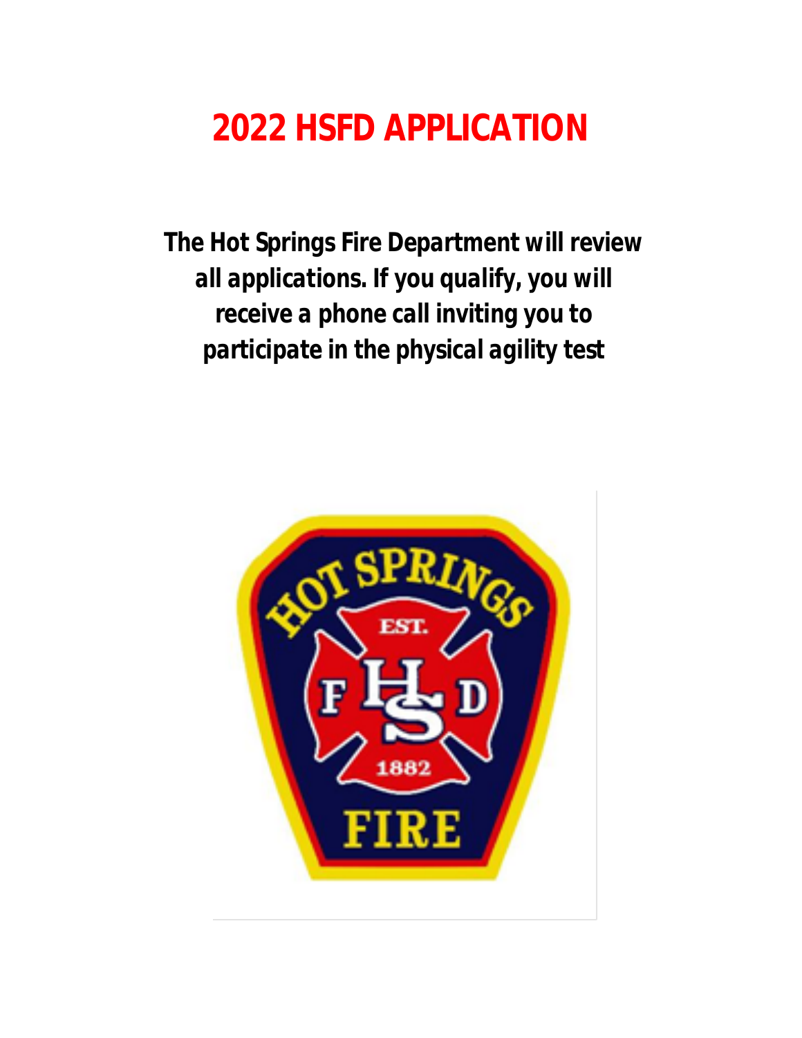# 2022 HSFD APPLICATION

**The Hot Springs Fire Department will review all applications. If you qualify, you will receive a phone call inviting you to participate in the physical agility test**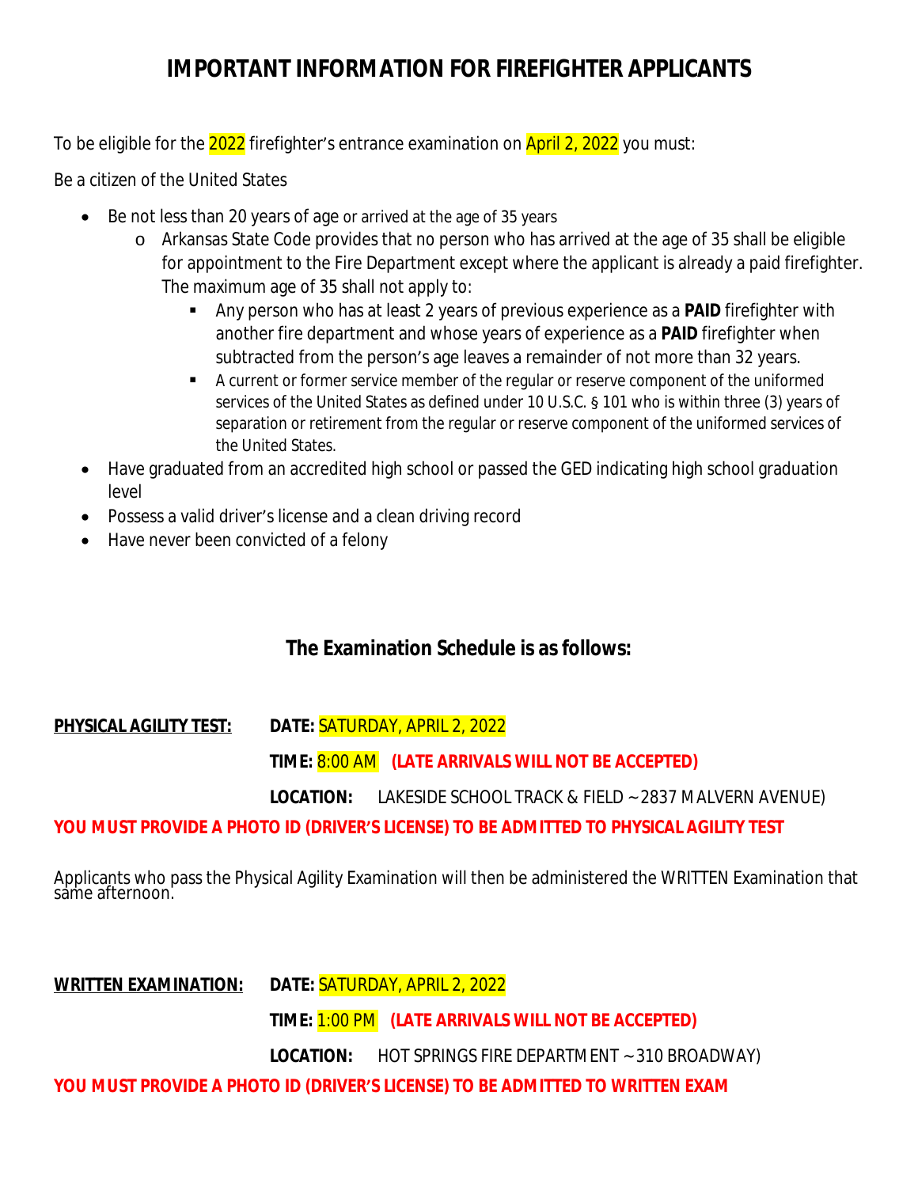# IMPORTANT INFORMATION FOR FIREFIGHTER APPLICANTS

To be eligible for the 2022 firefighter's entrance examination on April 2, 2022 you must:

Be a citizen of the United States

- Be not less than 20 years of age or arrived at the age of 35 years
  - Arkansas State Code provides that no person who has arrived at the age of 35 shall be eligible for appointment to the Fire Department except where the applicant is already a paid firefighter. The maximum age of 35 shall not apply to:
    - Any person who has at least 2 years of previous experience as a **PAID** firefighter with another fire department and whose years of experience as a **PAID** firefighter when subtracted from the person's age leaves a remainder of not more than 32 years.
    - A current or former service member of the regular or reserve component of the uniformed services of the United States as defined under 10 U.S.C. § 101 who is within three (3) years of separation or retirement from the regular or reserve component of the uniformed services of the United States.
- Have graduated from an accredited high school or passed the GED indicating high school graduation level
- Possess a valid driver's license and a clean driving record
- Have never been convicted of a felony

## The Examination Schedule is as follows:

**PHYSICAL AGILITY TEST:** **DATE:** SATURDAY, APRIL 2, 2022

**TIME:** 8:00 AM **(LATE ARRIVALS WILL NOT BE ACCEPTED)**

**LOCATION:** LAKESIDE SCHOOL TRACK & FIELD ~ 2837 MALVERN AVENUE)

**YOU MUST PROVIDE A PHOTO ID (DRIVER'S LICENSE) TO BE ADMITTED TO PHYSICAL AGILITY TEST**

Applicants who pass the Physical Agility Examination will then be administered the WRITTEN Examination that same afternoon.

**WRITTEN EXAMINATION:** **DATE:** SATURDAY, APRIL 2, 2022

**TIME:** 1:00 PM **(LATE ARRIVALS WILL NOT BE ACCEPTED)**

**LOCATION:** HOT SPRINGS FIRE DEPARTMENT ~ 310 BROADWAY)

**YOU MUST PROVIDE A PHOTO ID (DRIVER'S LICENSE) TO BE ADMITTED TO WRITTEN EXAM**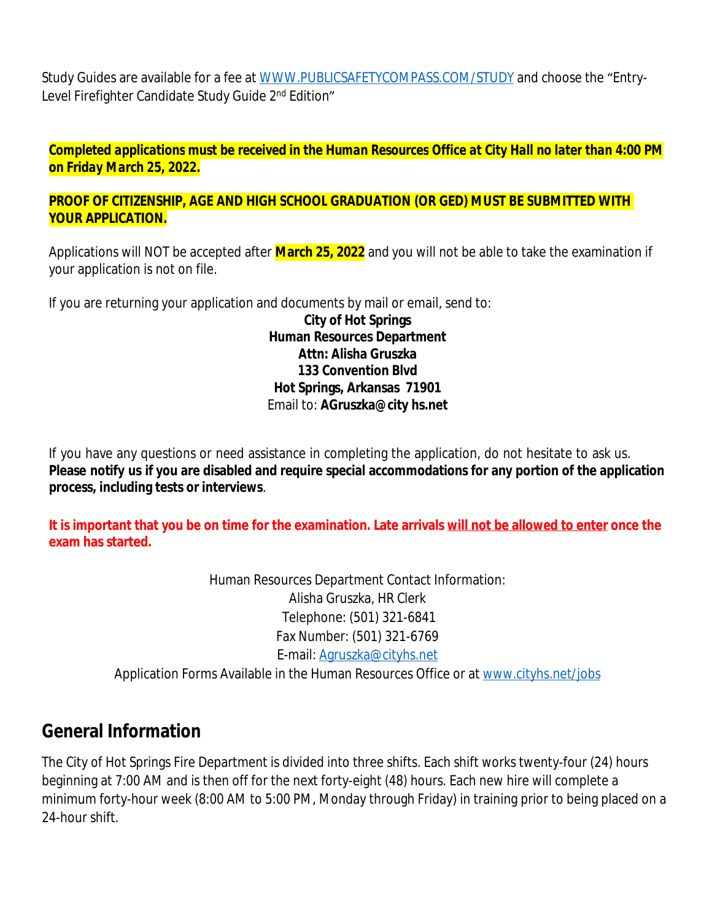Study Guides are available for a fee at [WWW.PUBLICSAFETYCOMPASS.COM/STUDY](WWW.PUBLICSAFETYCOMPASS.COM/STUDY) and choose the "Entry-Level Firefighter Candidate Study Guide 2nd Edition"

***Completed applications must be received in the Human Resources Office at City Hall no later than 4:00 PM on Friday March 25, 2022.***

**PROOF OF CITIZENSHIP, AGE AND HIGH SCHOOL GRADUATION (OR GED) MUST BE SUBMITTED WITH YOUR APPLICATION.**

Applications will NOT be accepted after **March 25, 2022** and you will not be able to take the examination if your application is not on file.

If you are returning your application and documents by mail or email, send to:

**City of Hot Springs**
**Human Resources Department**
**Attn: Alisha Gruszka**
**133 Convention Blvd**
**Hot Springs, Arkansas 71901**
Email to: **AGruszka@city hs.net**

If you have any questions or need assistance in completing the application, do not hesitate to ask us. **Please notify us if you are disabled and require special accommodations for any portion of the application process, including tests or interviews**.

**It is important that you be on time for the examination. Late arrivals will not be allowed to enter once the exam has started.**

Human Resources Department Contact Information:
Alisha Gruszka, HR Clerk
Telephone: (501) 321-6841
Fax Number: (501) 321-6769
E-mail: [Agruszka@cityhs.net](mailto:Agruszka@cityhs.net)
Application Forms Available in the Human Resources Office or at [www.cityhs.net/jobs](www.cityhs.net/jobs)

## General Information

The City of Hot Springs Fire Department is divided into three shifts. Each shift works twenty-four (24) hours beginning at 7:00 AM and is then off for the next forty-eight (48) hours. Each new hire will complete a minimum forty-hour week (8:00 AM to 5:00 PM, Monday through Friday) in training prior to being placed on a 24-hour shift.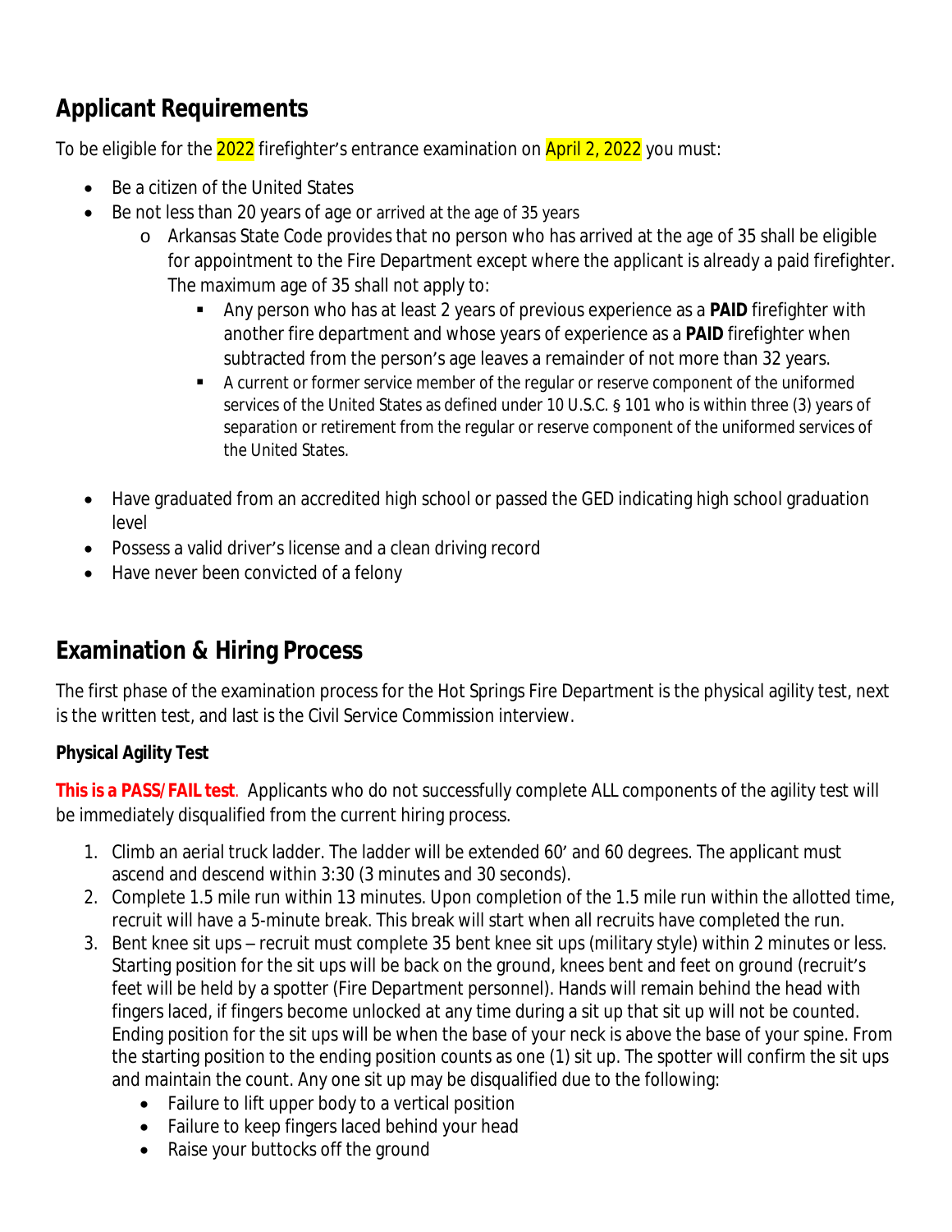## Applicant Requirements

To be eligible for the 2022 firefighter's entrance examination on April 2, 2022 you must:

- Be a citizen of the United States
- Be not less than 20 years of age or arrived at the age of 35 years
    - Arkansas State Code provides that no person who has arrived at the age of 35 shall be eligible for appointment to the Fire Department except where the applicant is already a paid firefighter. The maximum age of 35 shall not apply to:
        - Any person who has at least 2 years of previous experience as a **PAID** firefighter with another fire department and whose years of experience as a **PAID** firefighter when subtracted from the person's age leaves a remainder of not more than 32 years.
        - A current or former service member of the regular or reserve component of the uniformed services of the United States as defined under 10 U.S.C. § 101 who is within three (3) years of separation or retirement from the regular or reserve component of the uniformed services of the United States.
- Have graduated from an accredited high school or passed the GED indicating high school graduation level
- Possess a valid driver's license and a clean driving record
- Have never been convicted of a felony

## Examination & Hiring Process

The first phase of the examination process for the Hot Springs Fire Department is the physical agility test, next is the written test, and last is the Civil Service Commission interview.

### Physical Agility Test

**This is a PASS/FAIL test**. Applicants who do not successfully complete ALL components of the agility test will be immediately disqualified from the current hiring process.

1. Climb an aerial truck ladder. The ladder will be extended 60' and 60 degrees. The applicant must ascend and descend within 3:30 (3 minutes and 30 seconds).
2. Complete 1.5 mile run within 13 minutes. Upon completion of the 1.5 mile run within the allotted time, recruit will have a 5-minute break. This break will start when all recruits have completed the run.
3. Bent knee sit ups – recruit must complete 35 bent knee sit ups (military style) within 2 minutes or less. Starting position for the sit ups will be back on the ground, knees bent and feet on ground (recruit's feet will be held by a spotter (Fire Department personnel). Hands will remain behind the head with fingers laced, if fingers become unlocked at any time during a sit up that sit up will not be counted. Ending position for the sit ups will be when the base of your neck is above the base of your spine. From the starting position to the ending position counts as one (1) sit up. The spotter will confirm the sit ups and maintain the count. Any one sit up may be disqualified due to the following:
    - Failure to lift upper body to a vertical position
    - Failure to keep fingers laced behind your head
    - Raise your buttocks off the ground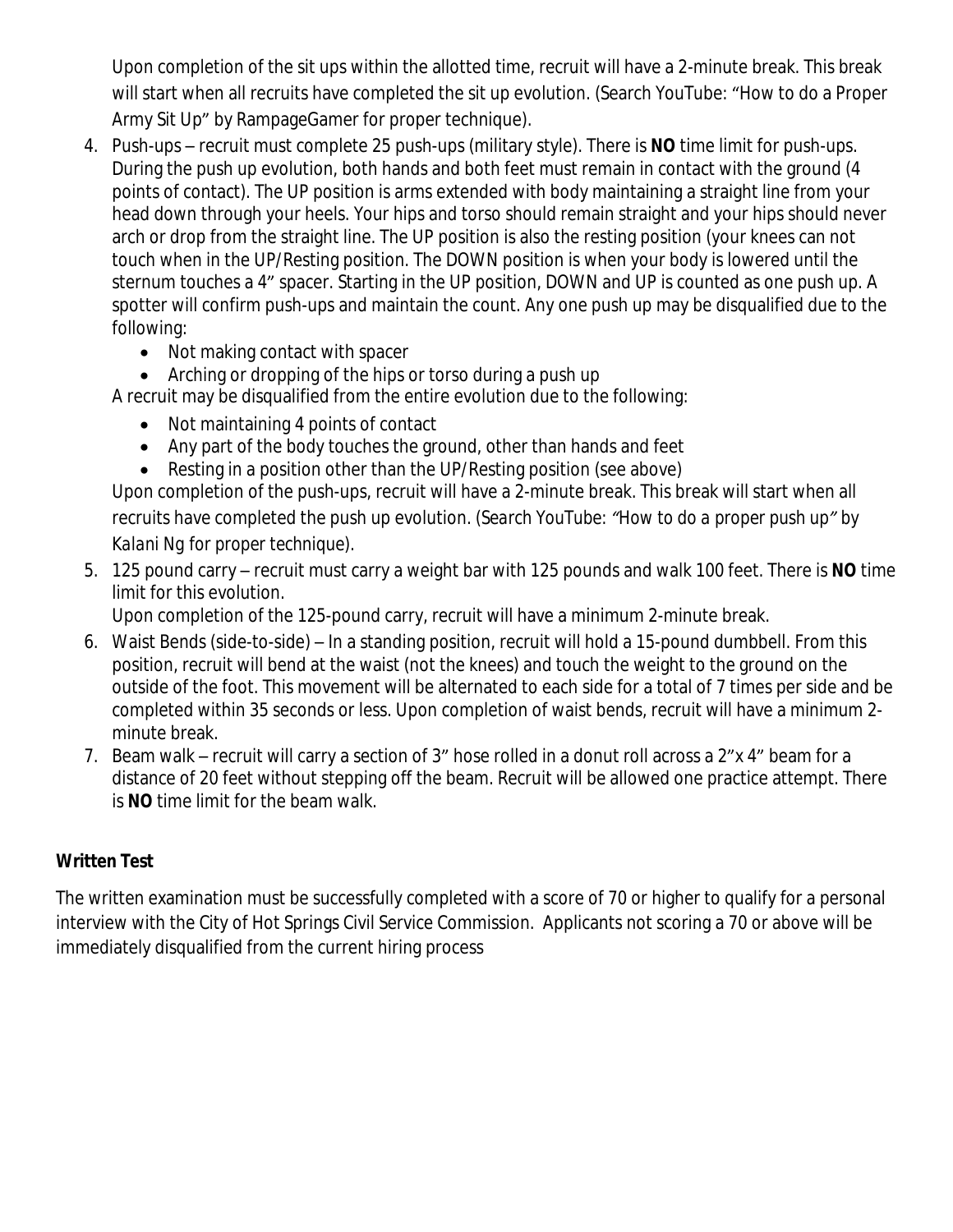Upon completion of the sit ups within the allotted time, recruit will have a 2-minute break. This break will start when all recruits have completed the sit up evolution. (Search YouTube: "How to do a Proper Army Sit Up" by RampageGamer for proper technique).

4. Push-ups – recruit must complete 25 push-ups (military style). There is **NO** time limit for push-ups. During the push up evolution, both hands and both feet must remain in contact with the ground (4 points of contact). The UP position is arms extended with body maintaining a straight line from your head down through your heels. Your hips and torso should remain straight and your hips should never arch or drop from the straight line. The UP position is also the resting position (your knees can not touch when in the UP/Resting position. The DOWN position is when your body is lowered until the sternum touches a 4" spacer. Starting in the UP position, DOWN and UP is counted as one push up. A spotter will confirm push-ups and maintain the count. Any one push up may be disqualified due to the following:
   - Not making contact with spacer
   - Arching or dropping of the hips or torso during a push up

   A recruit may be disqualified from the entire evolution due to the following:
   - Not maintaining 4 points of contact
   - Any part of the body touches the ground, other than hands and feet
   - Resting in a position other than the UP/Resting position (see above)

   Upon completion of the push-ups, recruit will have a 2-minute break. This break will start when all recruits have completed the push up evolution. (Search YouTube: "How to do a proper push up" by Kalani Ng for proper technique).
5. 125 pound carry – recruit must carry a weight bar with 125 pounds and walk 100 feet. There is **NO** time limit for this evolution.

   Upon completion of the 125-pound carry, recruit will have a minimum 2-minute break.
6. Waist Bends (side-to-side) – In a standing position, recruit will hold a 15-pound dumbbell. From this position, recruit will bend at the waist (not the knees) and touch the weight to the ground on the outside of the foot. This movement will be alternated to each side for a total of 7 times per side and be completed within 35 seconds or less. Upon completion of waist bends, recruit will have a minimum 2-minute break.
7. Beam walk – recruit will carry a section of 3" hose rolled in a donut roll across a 2"x 4" beam for a distance of 20 feet without stepping off the beam. Recruit will be allowed one practice attempt. There is **NO** time limit for the beam walk.

**Written Test**

The written examination must be successfully completed with a score of 70 or higher to qualify for a personal interview with the City of Hot Springs Civil Service Commission. Applicants not scoring a 70 or above will be immediately disqualified from the current hiring process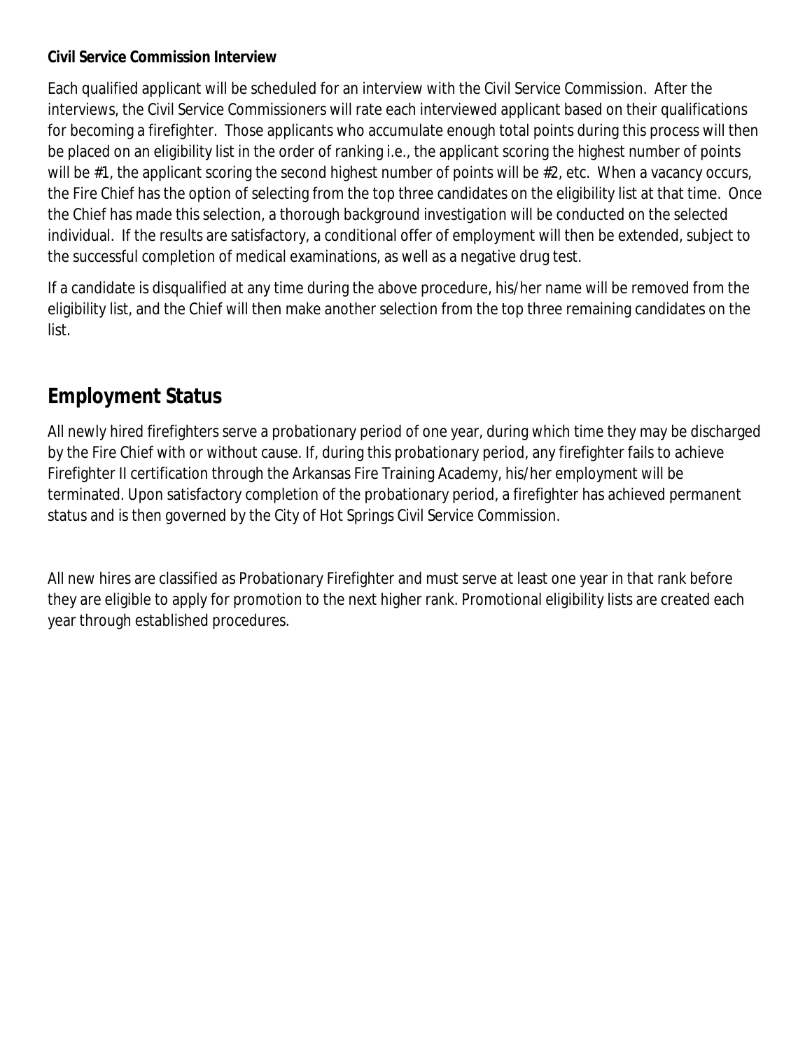**Civil Service Commission Interview**

Each qualified applicant will be scheduled for an interview with the Civil Service Commission. After the interviews, the Civil Service Commissioners will rate each interviewed applicant based on their qualifications for becoming a firefighter. Those applicants who accumulate enough total points during this process will then be placed on an eligibility list in the order of ranking i.e., the applicant scoring the highest number of points will be #1, the applicant scoring the second highest number of points will be #2, etc. When a vacancy occurs, the Fire Chief has the option of selecting from the top three candidates on the eligibility list at that time. Once the Chief has made this selection, a thorough background investigation will be conducted on the selected individual. If the results are satisfactory, a conditional offer of employment will then be extended, subject to the successful completion of medical examinations, as well as a negative drug test.

If a candidate is disqualified at any time during the above procedure, his/her name will be removed from the eligibility list, and the Chief will then make another selection from the top three remaining candidates on the list.

## Employment Status

All newly hired firefighters serve a probationary period of one year, during which time they may be discharged by the Fire Chief with or without cause. If, during this probationary period, any firefighter fails to achieve Firefighter II certification through the Arkansas Fire Training Academy, his/her employment will be terminated. Upon satisfactory completion of the probationary period, a firefighter has achieved permanent status and is then governed by the City of Hot Springs Civil Service Commission.

All new hires are classified as Probationary Firefighter and must serve at least one year in that rank before they are eligible to apply for promotion to the next higher rank. Promotional eligibility lists are created each year through established procedures.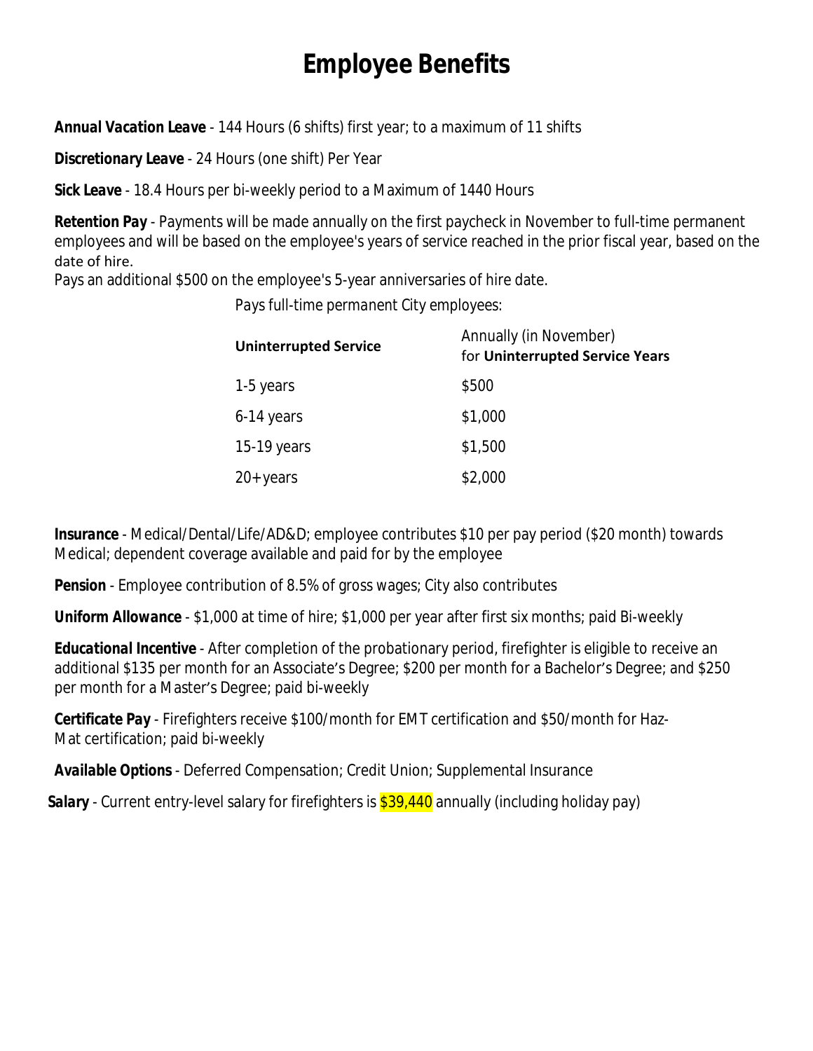# Employee Benefits

***Annual Vacation Leave*** - 144 Hours (6 shifts) first year; to a maximum of 11 shifts

***Discretionary Leave*** - 24 Hours (one shift) Per Year

***Sick Leave*** - 18.4 Hours per bi-weekly period to a Maximum of 1440 Hours

***Retention Pay*** - Payments will be made annually on the first paycheck in November to full-time permanent employees and will be based on the employee's years of service reached in the prior fiscal year, based on the date of hire.

Pays an additional $500 on the employee's 5-year anniversaries of hire date.

*Pays full-time permanent City employees:*

| **Uninterrupted Service** | Annually (in November) for **Uninterrupted Service Years** |
|---|---|
| 1-5 years | $500 |
| 6-14 years | $1,000 |
| 15-19 years | $1,500 |
| 20+ years | $2,000 |

***Insurance*** - Medical/Dental/Life/AD&D; employee contributes $10 per pay period ($20 month) towards Medical; dependent coverage available and paid for by the employee

***Pension*** - Employee contribution of 8.5% of gross wages; City also contributes

***Uniform Allowance*** - $1,000 at time of hire; $1,000 per year after first six months; paid Bi-weekly

***Educational Incentive*** - After completion of the probationary period, firefighter is eligible to receive an additional $135 per month for an Associate's Degree; $200 per month for a Bachelor's Degree; and $250 per month for a Master's Degree; paid bi-weekly

***Certificate Pay*** - Firefighters receive $100/month for EMT certification and $50/month for Haz-Mat certification; paid bi-weekly

***Available Options*** - Deferred Compensation; Credit Union; Supplemental Insurance

***Salary*** - Current entry-level salary for firefighters is $39,440 annually (including holiday pay)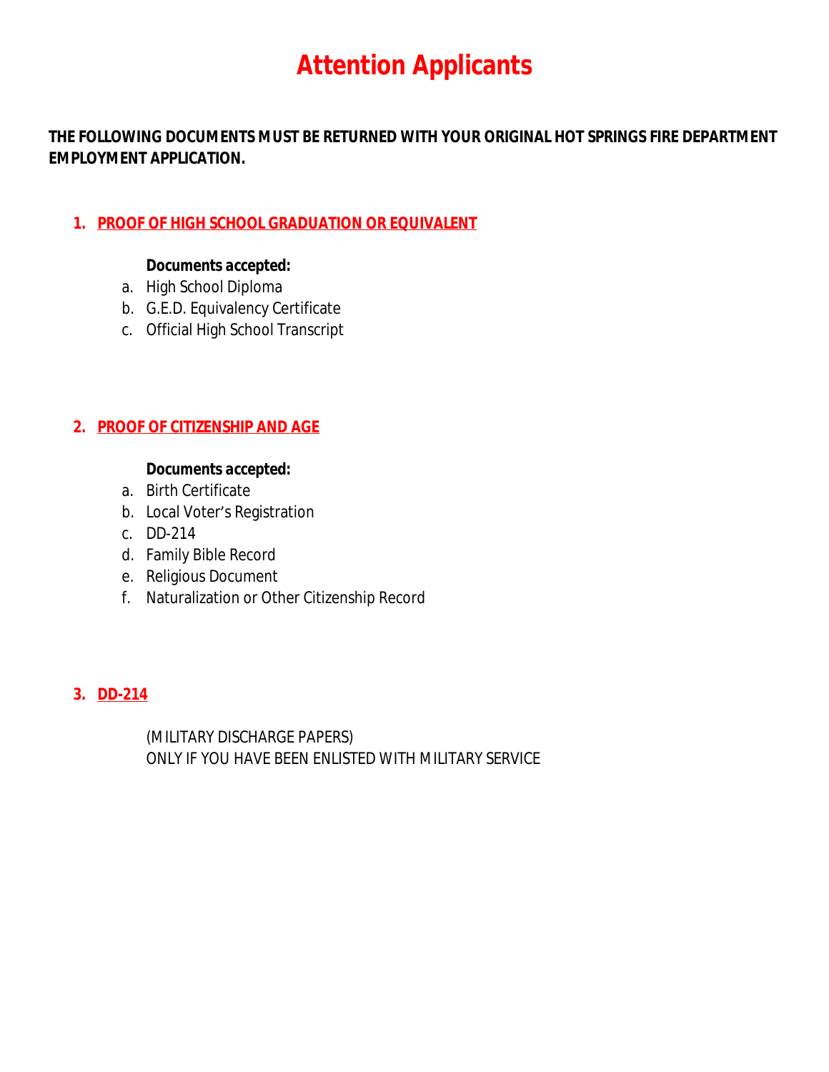# Attention Applicants

**THE FOLLOWING DOCUMENTS MUST BE RETURNED WITH YOUR ORIGINAL HOT SPRINGS FIRE DEPARTMENT EMPLOYMENT APPLICATION.**

## 1. PROOF OF HIGH SCHOOL GRADUATION OR EQUIVALENT

**Documents accepted:**

a. High School Diploma
b. G.E.D. Equivalency Certificate
c. Official High School Transcript

## 2. PROOF OF CITIZENSHIP AND AGE

**Documents accepted:**

a. Birth Certificate
b. Local Voter's Registration
c. DD-214
d. Family Bible Record
e. Religious Document
f. Naturalization or Other Citizenship Record

## 3. DD-214

(MILITARY DISCHARGE PAPERS)
ONLY IF YOU HAVE BEEN ENLISTED WITH MILITARY SERVICE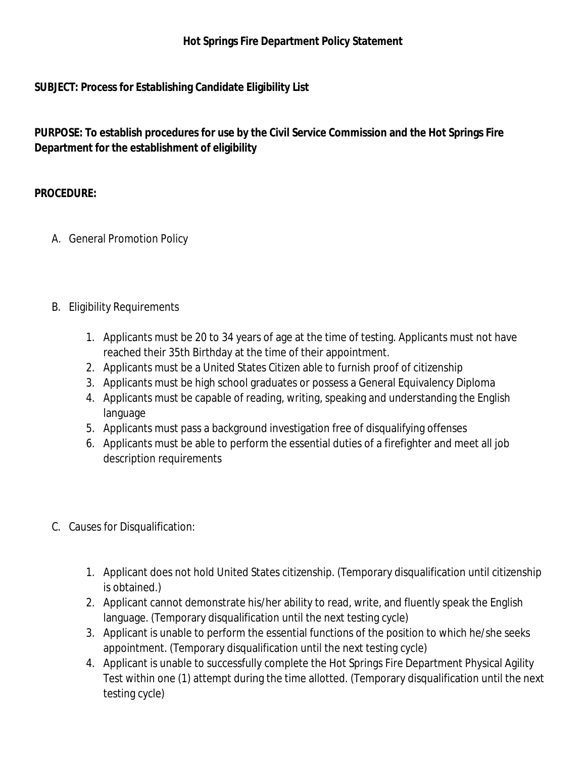**Hot Springs Fire Department Policy Statement**

**SUBJECT: Process for Establishing Candidate Eligibility List**

**PURPOSE: To establish procedures for use by the Civil Service Commission and the Hot Springs Fire Department for the establishment of eligibility**

**PROCEDURE:**

A. General Promotion Policy

B. Eligibility Requirements

   1. Applicants must be 20 to 34 years of age at the time of testing. Applicants must not have reached their 35th Birthday at the time of their appointment.
   2. Applicants must be a United States Citizen able to furnish proof of citizenship
   3. Applicants must be high school graduates or possess a General Equivalency Diploma
   4. Applicants must be capable of reading, writing, speaking and understanding the English language
   5. Applicants must pass a background investigation free of disqualifying offenses
   6. Applicants must be able to perform the essential duties of a firefighter and meet all job description requirements

C. Causes for Disqualification:

   1. Applicant does not hold United States citizenship. (Temporary disqualification until citizenship is obtained.)
   2. Applicant cannot demonstrate his/her ability to read, write, and fluently speak the English language. (Temporary disqualification until the next testing cycle)
   3. Applicant is unable to perform the essential functions of the position to which he/she seeks appointment. (Temporary disqualification until the next testing cycle)
   4. Applicant is unable to successfully complete the Hot Springs Fire Department Physical Agility Test within one (1) attempt during the time allotted. (Temporary disqualification until the next testing cycle)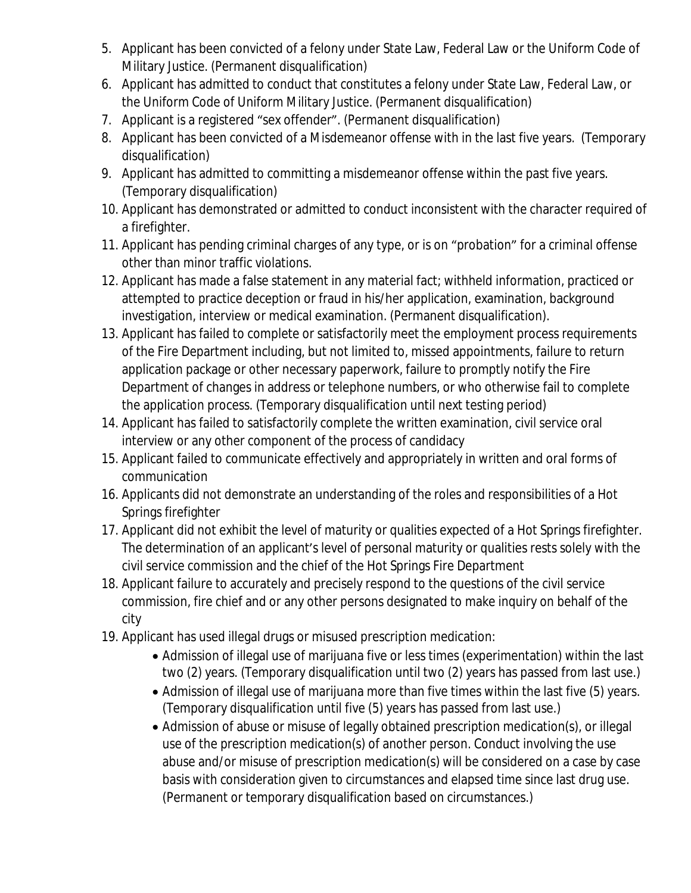5. Applicant has been convicted of a felony under State Law, Federal Law or the Uniform Code of Military Justice. (Permanent disqualification)
6. Applicant has admitted to conduct that constitutes a felony under State Law, Federal Law, or the Uniform Code of Uniform Military Justice. (Permanent disqualification)
7. Applicant is a registered "sex offender". (Permanent disqualification)
8. Applicant has been convicted of a Misdemeanor offense with in the last five years. (Temporary disqualification)
9. Applicant has admitted to committing a misdemeanor offense within the past five years. (Temporary disqualification)
10. Applicant has demonstrated or admitted to conduct inconsistent with the character required of a firefighter.
11. Applicant has pending criminal charges of any type, or is on "probation" for a criminal offense other than minor traffic violations.
12. Applicant has made a false statement in any material fact; withheld information, practiced or attempted to practice deception or fraud in his/her application, examination, background investigation, interview or medical examination. (Permanent disqualification).
13. Applicant has failed to complete or satisfactorily meet the employment process requirements of the Fire Department including, but not limited to, missed appointments, failure to return application package or other necessary paperwork, failure to promptly notify the Fire Department of changes in address or telephone numbers, or who otherwise fail to complete the application process. (Temporary disqualification until next testing period)
14. Applicant has failed to satisfactorily complete the written examination, civil service oral interview or any other component of the process of candidacy
15. Applicant failed to communicate effectively and appropriately in written and oral forms of communication
16. Applicants did not demonstrate an understanding of the roles and responsibilities of a Hot Springs firefighter
17. Applicant did not exhibit the level of maturity or qualities expected of a Hot Springs firefighter. The determination of an applicant's level of personal maturity or qualities rests solely with the civil service commission and the chief of the Hot Springs Fire Department
18. Applicant failure to accurately and precisely respond to the questions of the civil service commission, fire chief and or any other persons designated to make inquiry on behalf of the city
19. Applicant has used illegal drugs or misused prescription medication:
    - Admission of illegal use of marijuana five or less times (experimentation) within the last two (2) years. (Temporary disqualification until two (2) years has passed from last use.)
    - Admission of illegal use of marijuana more than five times within the last five (5) years. (Temporary disqualification until five (5) years has passed from last use.)
    - Admission of abuse or misuse of legally obtained prescription medication(s), or illegal use of the prescription medication(s) of another person. Conduct involving the use abuse and/or misuse of prescription medication(s) will be considered on a case by case basis with consideration given to circumstances and elapsed time since last drug use. (Permanent or temporary disqualification based on circumstances.)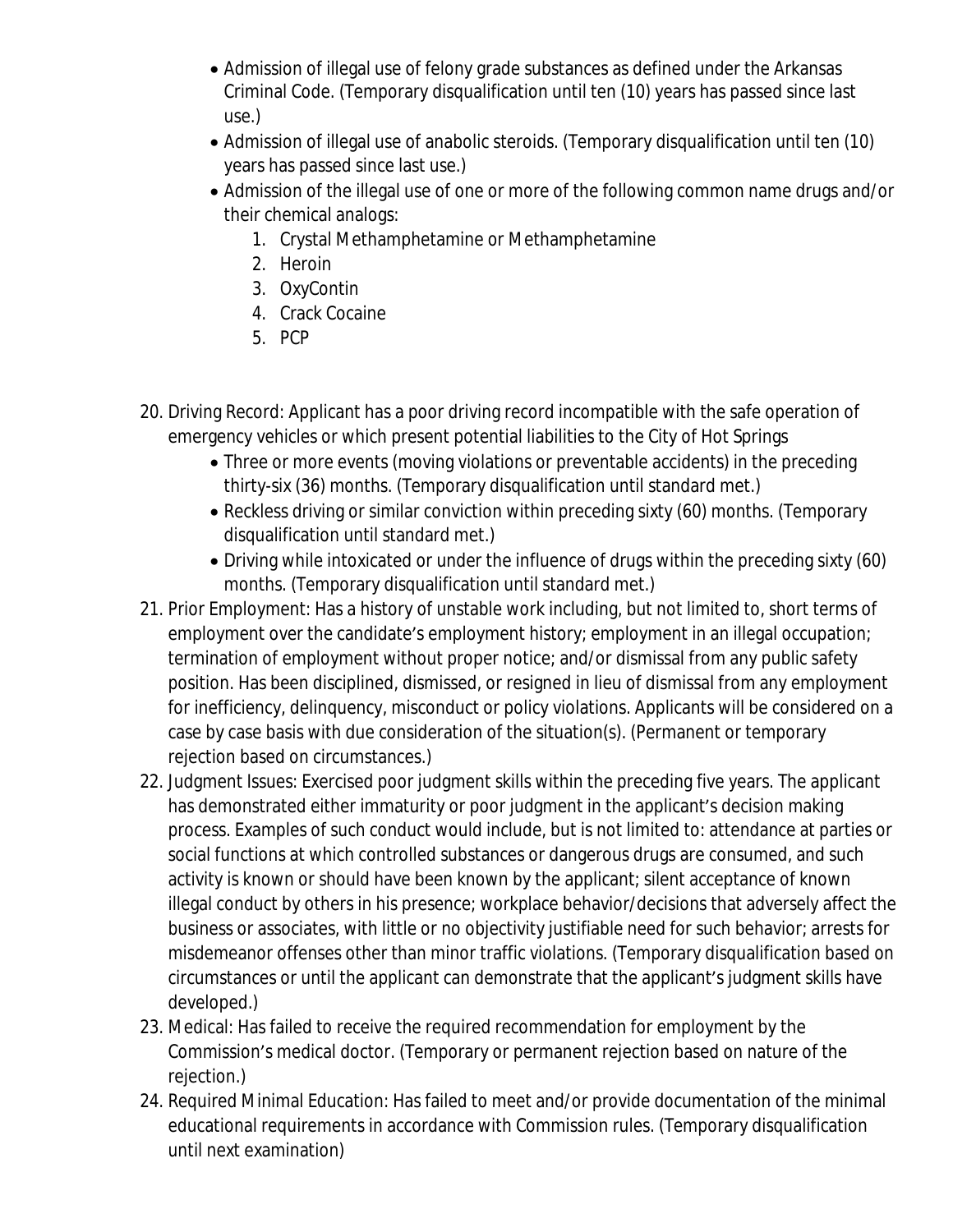- Admission of illegal use of felony grade substances as defined under the Arkansas Criminal Code. (Temporary disqualification until ten (10) years has passed since last use.)
- Admission of illegal use of anabolic steroids. (Temporary disqualification until ten (10) years has passed since last use.)
- Admission of the illegal use of one or more of the following common name drugs and/or their chemical analogs:
    1. Crystal Methamphetamine or Methamphetamine
    2. Heroin
    3. OxyContin
    4. Crack Cocaine
    5. PCP

20. Driving Record: Applicant has a poor driving record incompatible with the safe operation of emergency vehicles or which present potential liabilities to the City of Hot Springs
    - Three or more events (moving violations or preventable accidents) in the preceding thirty-six (36) months. (Temporary disqualification until standard met.)
    - Reckless driving or similar conviction within preceding sixty (60) months. (Temporary disqualification until standard met.)
    - Driving while intoxicated or under the influence of drugs within the preceding sixty (60) months. (Temporary disqualification until standard met.)
21. Prior Employment: Has a history of unstable work including, but not limited to, short terms of employment over the candidate's employment history; employment in an illegal occupation; termination of employment without proper notice; and/or dismissal from any public safety position. Has been disciplined, dismissed, or resigned in lieu of dismissal from any employment for inefficiency, delinquency, misconduct or policy violations. Applicants will be considered on a case by case basis with due consideration of the situation(s). (Permanent or temporary rejection based on circumstances.)
22. Judgment Issues: Exercised poor judgment skills within the preceding five years. The applicant has demonstrated either immaturity or poor judgment in the applicant's decision making process. Examples of such conduct would include, but is not limited to: attendance at parties or social functions at which controlled substances or dangerous drugs are consumed, and such activity is known or should have been known by the applicant; silent acceptance of known illegal conduct by others in his presence; workplace behavior/decisions that adversely affect the business or associates, with little or no objectivity justifiable need for such behavior; arrests for misdemeanor offenses other than minor traffic violations. (Temporary disqualification based on circumstances or until the applicant can demonstrate that the applicant's judgment skills have developed.)
23. Medical: Has failed to receive the required recommendation for employment by the Commission's medical doctor. (Temporary or permanent rejection based on nature of the rejection.)
24. Required Minimal Education: Has failed to meet and/or provide documentation of the minimal educational requirements in accordance with Commission rules. (Temporary disqualification until next examination)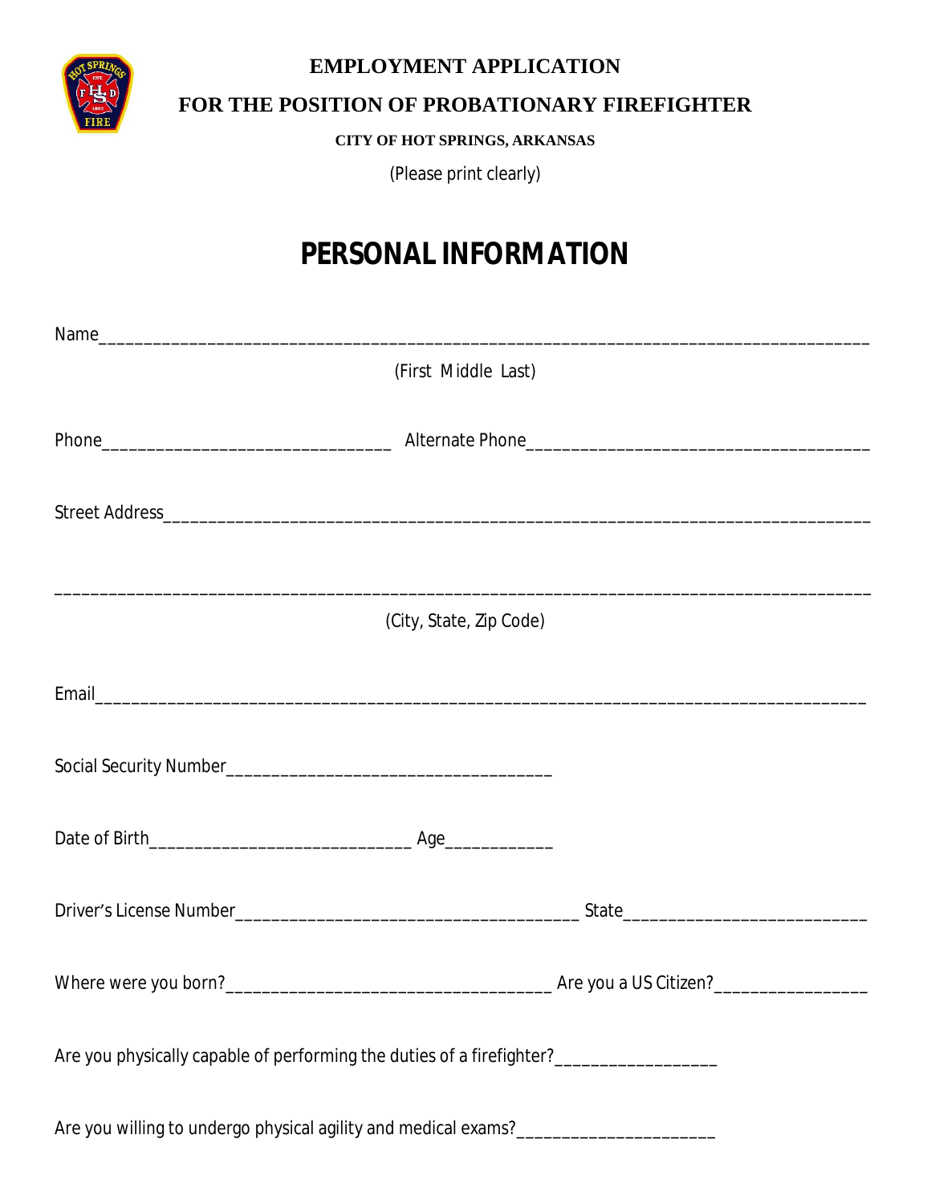# EMPLOYMENT APPLICATION

## FOR THE POSITION OF PROBATIONARY FIREFIGHTER

**CITY OF HOT SPRINGS, ARKANSAS**

(Please print clearly)

# PERSONAL INFORMATION

Name________________________________________________________________________________

(First Middle Last)

Phone________________________________ Alternate Phone_____________________________________

Street Address__________________________________________________________________________

____________________________________________________________________________________

(City, State, Zip Code)

Email________________________________________________________________________________

Social Security Number____________________________________

Date of Birth_____________________________ Age___________

Driver's License Number______________________________________ State___________________________

Where were you born?____________________________________ Are you a US Citizen?________________

Are you physically capable of performing the duties of a firefighter?__________________

Are you willing to undergo physical agility and medical exams?______________________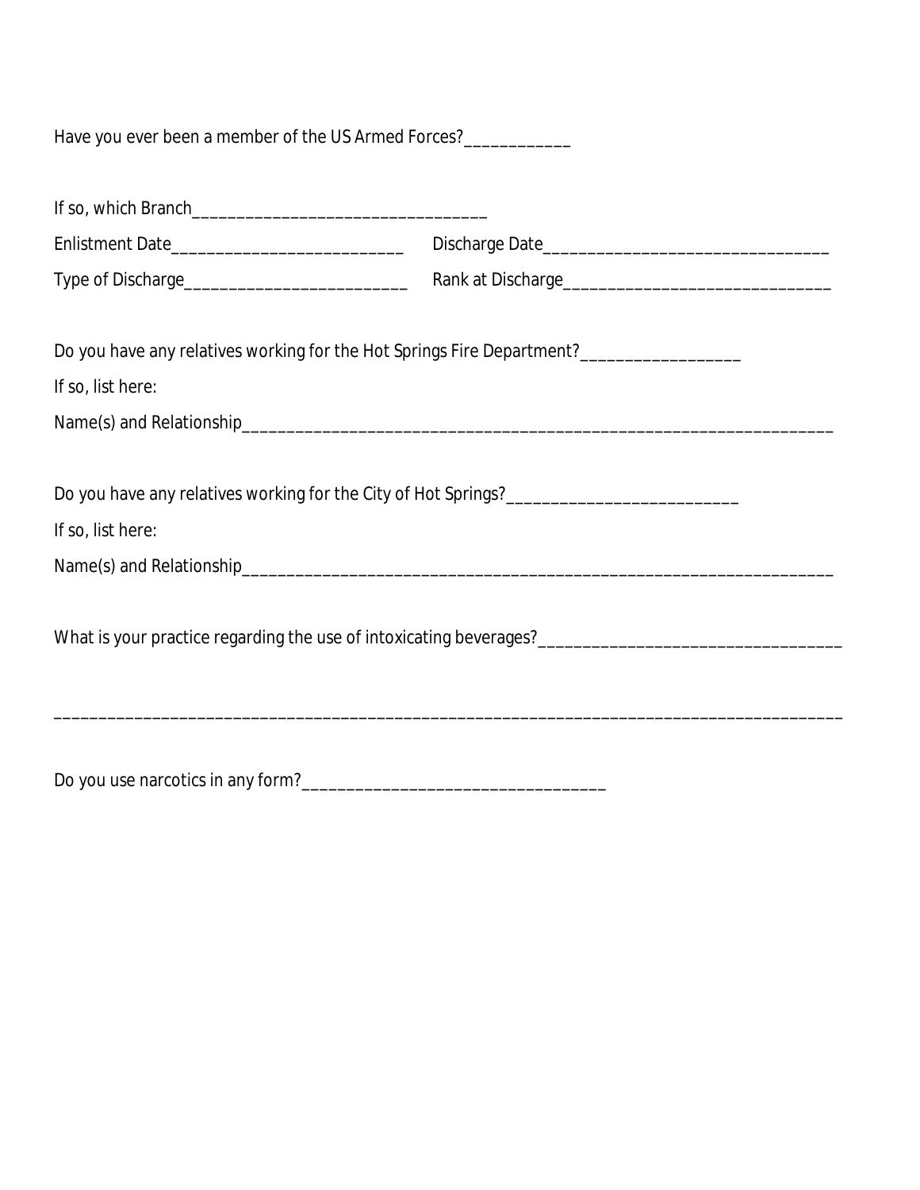Have you ever been a member of the US Armed Forces?____________

If so, which Branch_________________________________

Enlistment Date__________________________ Discharge Date________________________________

Type of Discharge_________________________ Rank at Discharge______________________________

Do you have any relatives working for the Hot Springs Fire Department?__________________

If so, list here:

Name(s) and Relationship_____________________________________________________________________

Do you have any relatives working for the City of Hot Springs?__________________________

If so, list here:

Name(s) and Relationship_____________________________________________________________________

What is your practice regarding the use of intoxicating beverages?__________________________________

_____________________________________________________________________________________________

Do you use narcotics in any form?__________________________________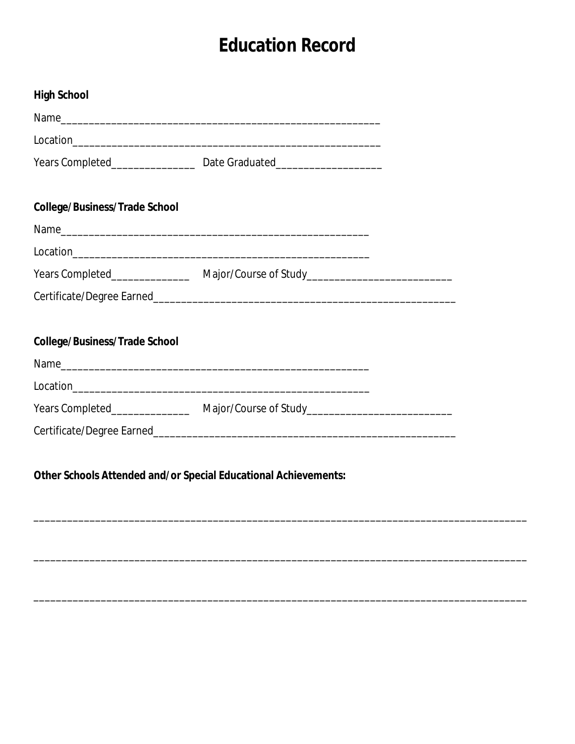# Education Record

**High School**

Name_______________________________________________________________

Location_____________________________________________________________

Years Completed_______________ Date Graduated___________________

**College/Business/Trade School**

Name____________________________________________________________

Location__________________________________________________________

Years Completed______________ Major/Course of Study_________________________

Certificate/Degree Earned________________________________________________________

**College/Business/Trade School**

Name____________________________________________________________

Location__________________________________________________________

Years Completed______________ Major/Course of Study_________________________

Certificate/Degree Earned________________________________________________________

**Other Schools Attended and/or Special Educational Achievements:**

___________________________________________________________________________________________

___________________________________________________________________________________________

___________________________________________________________________________________________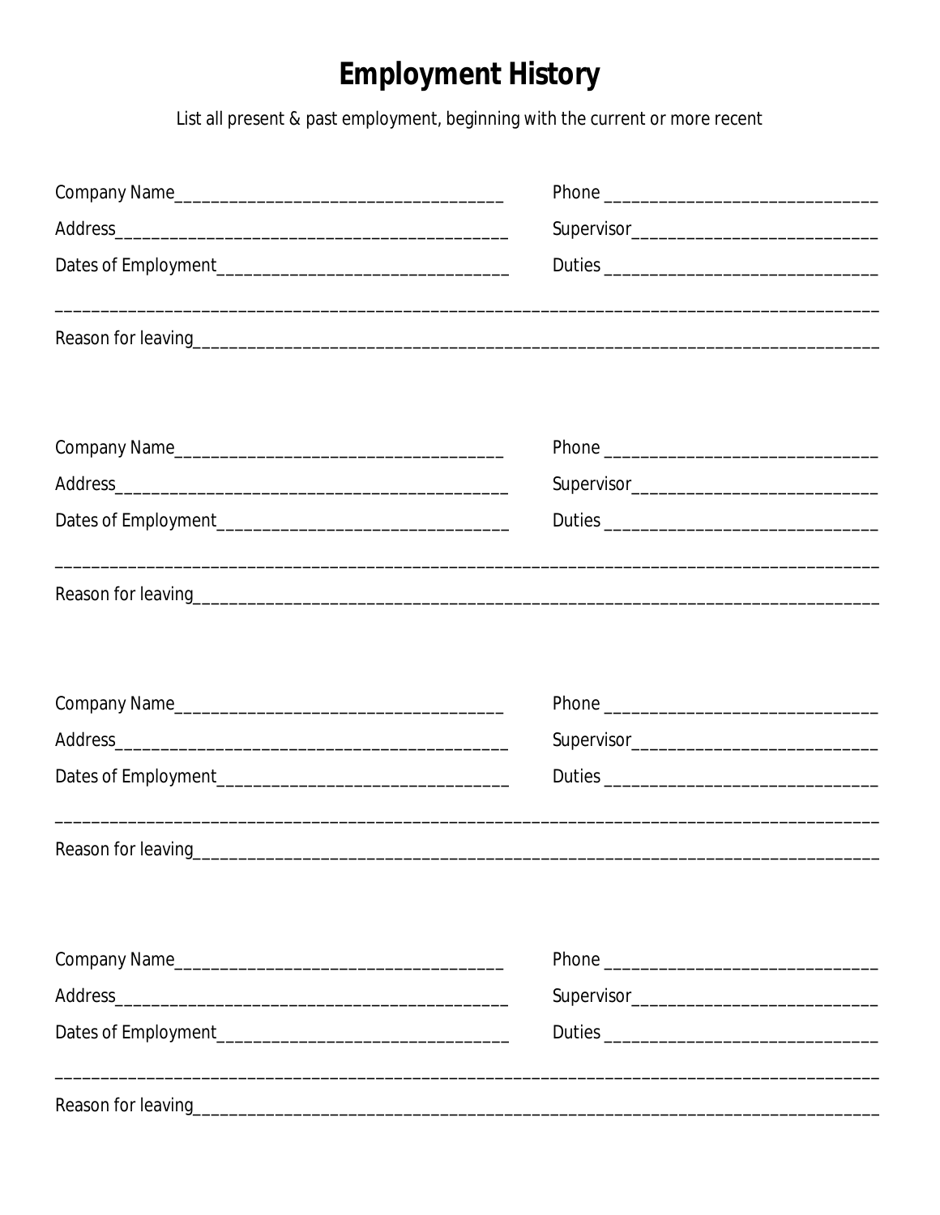# Employment History

List all present & past employment, beginning with the current or more recent

Company Name_____________________________________ Phone _______________________________

Address___________________________________________ Supervisor____________________________

Dates of Employment_________________________________ Duties _______________________________

_____________________________________________________________________________________________

Reason for leaving___________________________________________________________________________

Company Name_____________________________________ Phone _______________________________

Address___________________________________________ Supervisor____________________________

Dates of Employment_________________________________ Duties _______________________________

_____________________________________________________________________________________________

Reason for leaving___________________________________________________________________________

Company Name_____________________________________ Phone _______________________________

Address___________________________________________ Supervisor____________________________

Dates of Employment_________________________________ Duties _______________________________

_____________________________________________________________________________________________

Reason for leaving___________________________________________________________________________

Company Name_____________________________________ Phone _______________________________

Address___________________________________________ Supervisor____________________________

Dates of Employment_________________________________ Duties _______________________________

_____________________________________________________________________________________________

Reason for leaving___________________________________________________________________________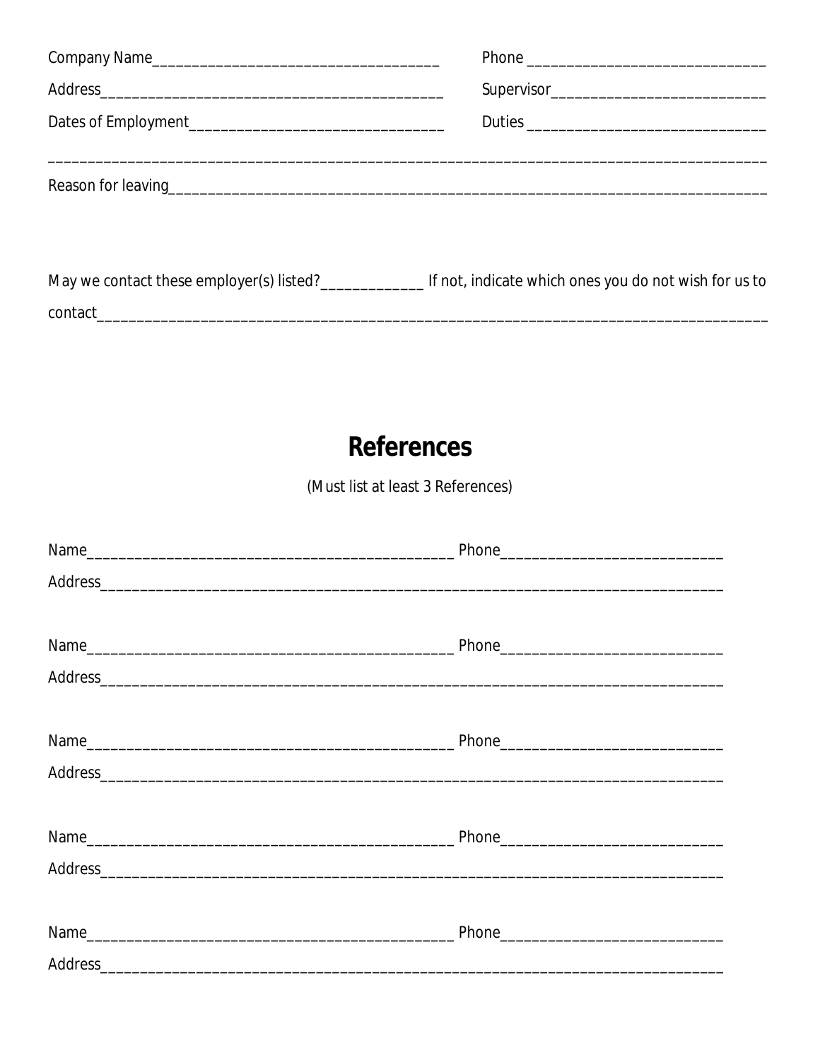Company Name_____________________________________ Phone ______________________________

Address__________________________________________ Supervisor___________________________

Dates of Employment________________________________ Duties ______________________________

_____________________________________________________________________________________________

Reason for leaving_____________________________________________________________________________

May we contact these employer(s) listed?_____________ If not, indicate which ones you do not wish for us to contact___________________________________________________________________________________

## References

(Must list at least 3 References)

Name_____________________________________________ Phone____________________________

Address___________________________________________________________________________________

Name_____________________________________________ Phone____________________________

Address___________________________________________________________________________________

Name_____________________________________________ Phone____________________________

Address___________________________________________________________________________________

Name_____________________________________________ Phone____________________________

Address___________________________________________________________________________________

Name_____________________________________________ Phone____________________________

Address___________________________________________________________________________________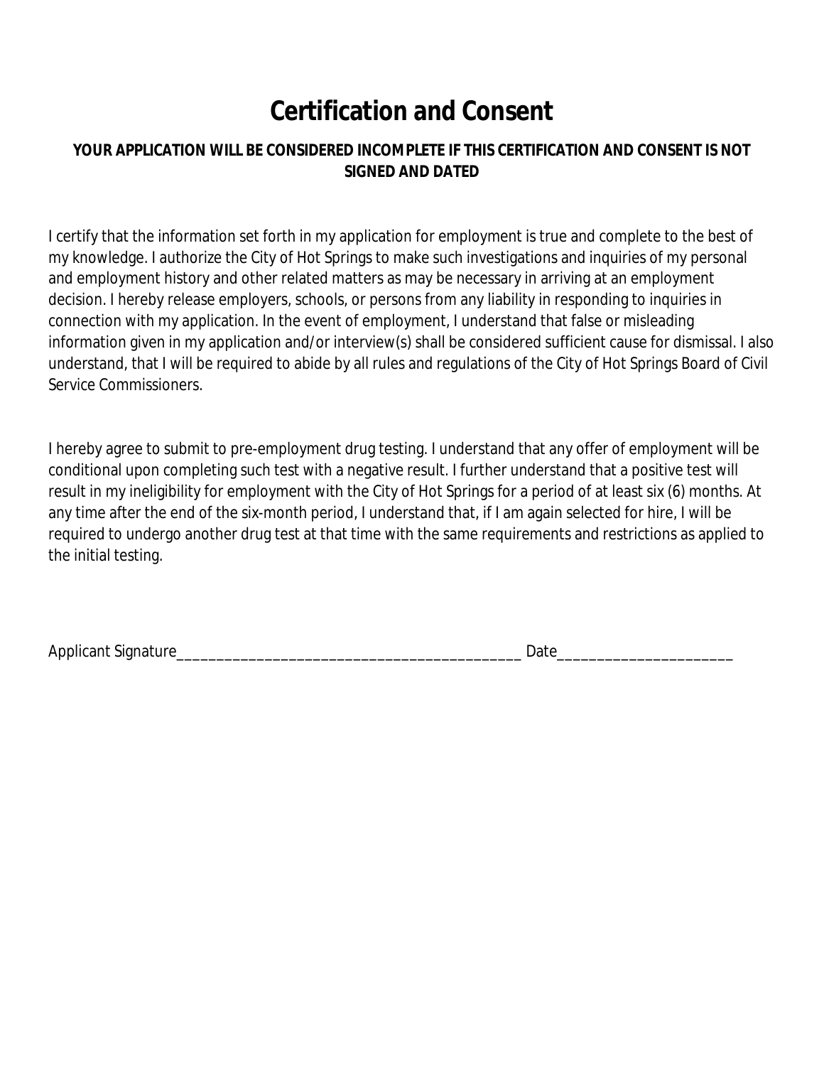# Certification and Consent

**YOUR APPLICATION WILL BE CONSIDERED INCOMPLETE IF THIS CERTIFICATION AND CONSENT IS NOT SIGNED AND DATED**

I certify that the information set forth in my application for employment is true and complete to the best of my knowledge. I authorize the City of Hot Springs to make such investigations and inquiries of my personal and employment history and other related matters as may be necessary in arriving at an employment decision. I hereby release employers, schools, or persons from any liability in responding to inquiries in connection with my application. In the event of employment, I understand that false or misleading information given in my application and/or interview(s) shall be considered sufficient cause for dismissal. I also understand, that I will be required to abide by all rules and regulations of the City of Hot Springs Board of Civil Service Commissioners.

I hereby agree to submit to pre-employment drug testing. I understand that any offer of employment will be conditional upon completing such test with a negative result. I further understand that a positive test will result in my ineligibility for employment with the City of Hot Springs for a period of at least six (6) months. At any time after the end of the six-month period, I understand that, if I am again selected for hire, I will be required to undergo another drug test at that time with the same requirements and restrictions as applied to the initial testing.

Applicant Signature____________________________________________ Date______________________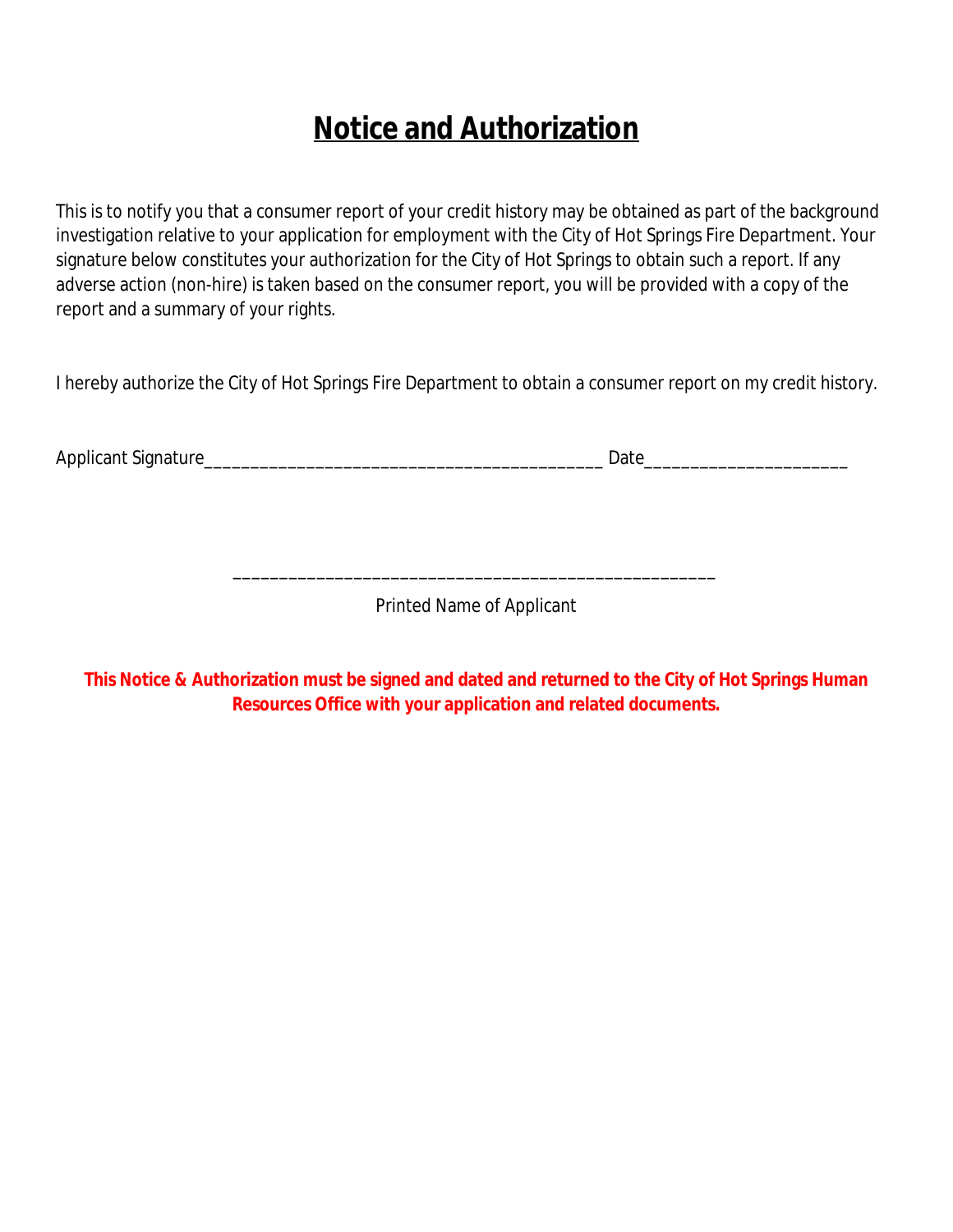# Notice and Authorization

This is to notify you that a consumer report of your credit history may be obtained as part of the background investigation relative to your application for employment with the City of Hot Springs Fire Department. Your signature below constitutes your authorization for the City of Hot Springs to obtain such a report. If any adverse action (non-hire) is taken based on the consumer report, you will be provided with a copy of the report and a summary of your rights.

I hereby authorize the City of Hot Springs Fire Department to obtain a consumer report on my credit history.

Applicant Signature_____________________________________________ Date______________________

___________________________________________________

Printed Name of Applicant

**This Notice & Authorization must be signed and dated and returned to the City of Hot Springs Human Resources Office with your application and related documents.**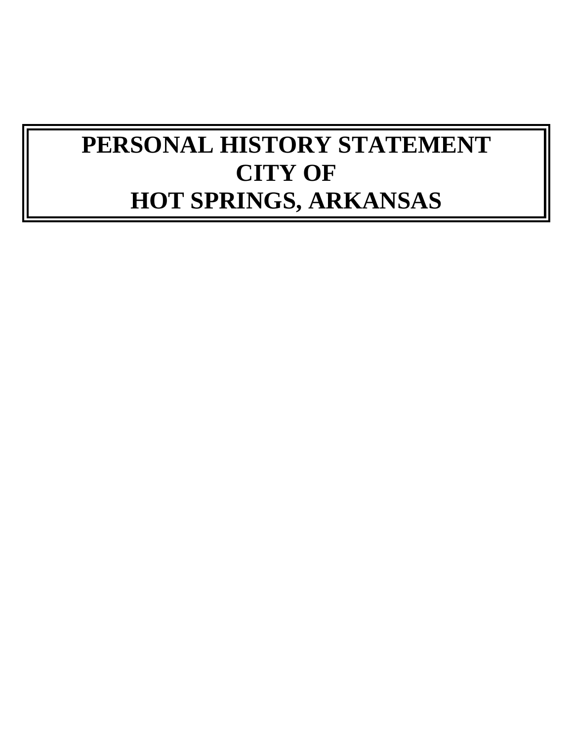# PERSONAL HISTORY STATEMENT
# CITY OF
# HOT SPRINGS, ARKANSAS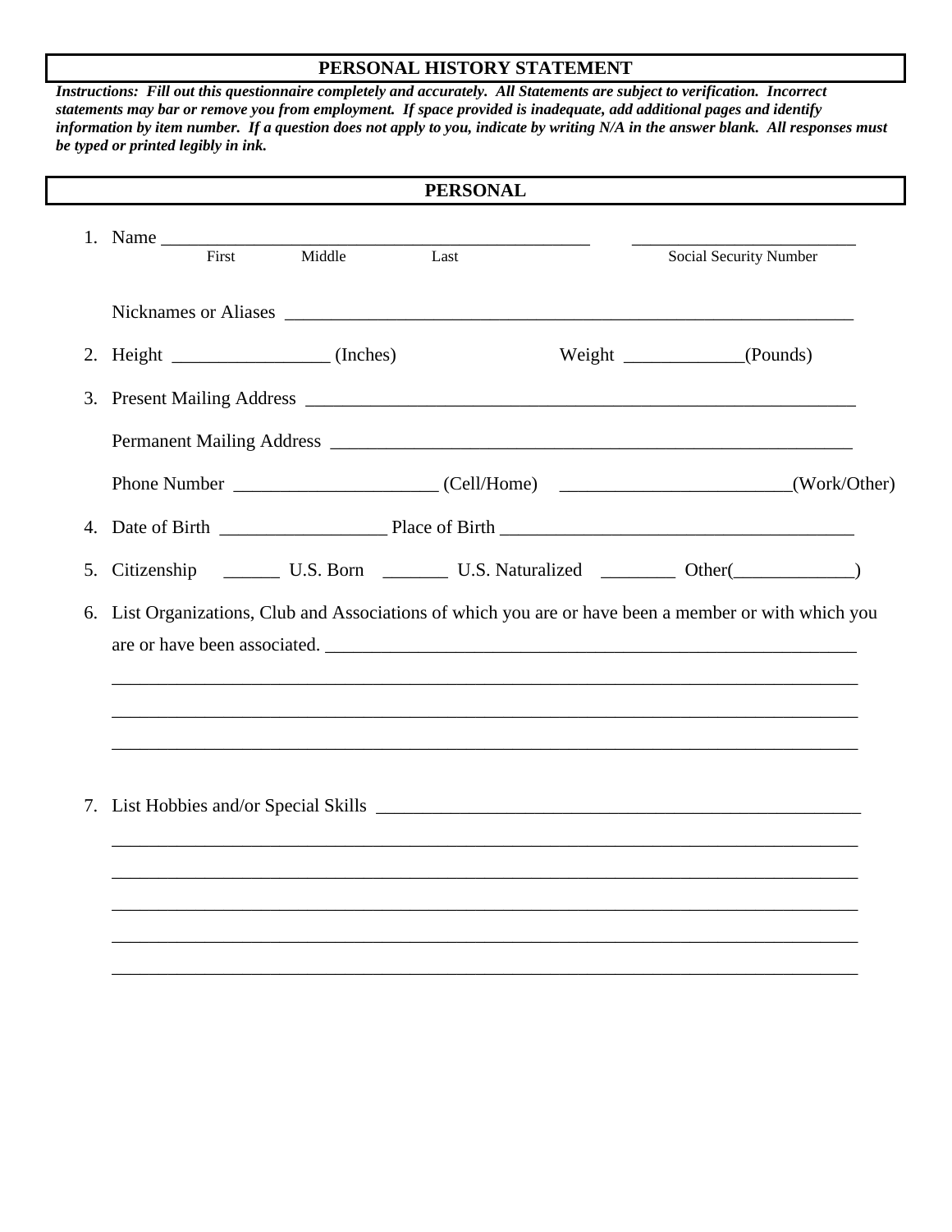# PERSONAL HISTORY STATEMENT

***Instructions: Fill out this questionnaire completely and accurately. All Statements are subject to verification. Incorrect statements may bar or remove you from employment. If space provided is inadequate, add additional pages and identify information by item number. If a question does not apply to you, indicate by writing N/A in the answer blank. All responses must be typed or printed legibly in ink.***

## PERSONAL

1. Name _______________________________________________ _________________________

   First Middle Last Social Security Number

   Nicknames or Aliases _______________________________________________________________

2. Height ________________ (Inches) Weight ____________(Pounds)

3. Present Mailing Address _____________________________________________________________

   Permanent Mailing Address ___________________________________________________________

   Phone Number _____________________ (Cell/Home) ________________________(Work/Other)

4. Date of Birth _________________ Place of Birth _____________________________________

5. Citizenship ______ U.S. Born _______ U.S. Naturalized ________ Other(_____________)

6. List Organizations, Club and Associations of which you are or have been a member or with which you are or have been associated. ___________________________________________________________

   ______________________________________________________________________________

   ______________________________________________________________________________

   ______________________________________________________________________________

7. List Hobbies and/or Special Skills _____________________________________________________

   ______________________________________________________________________________

   ______________________________________________________________________________

   ______________________________________________________________________________

   ______________________________________________________________________________

   ______________________________________________________________________________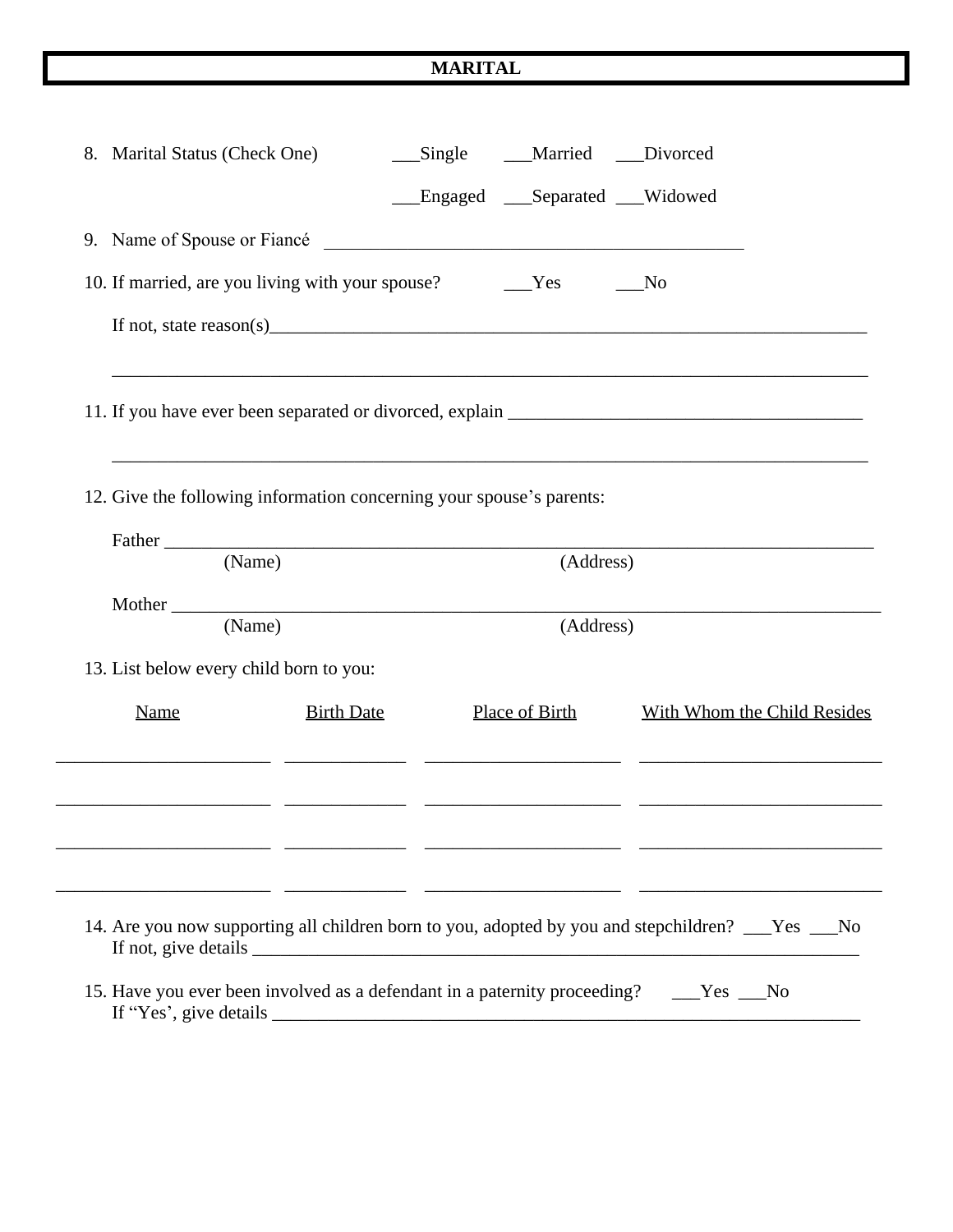# MARITAL

8. Marital Status (Check One) ___Single ___Married ___Divorced

   ___Engaged ___Separated ___Widowed

9. Name of Spouse or Fiancé ______________________________________________

10. If married, are you living with your spouse? ___Yes ___No

    If not, state reason(s)_______________________________________________________________

    _____________________________________________________________________________

11. If you have ever been separated or divorced, explain ____________________________________

    _____________________________________________________________________________

12. Give the following information concerning your spouse's parents:

    Father ________________________________________________________________________
    (Name) (Address)

    Mother ________________________________________________________________________
    (Name) (Address)

13. List below every child born to you:

| Name | Birth Date | Place of Birth | With Whom the Child Resides |
| --- | --- | --- | --- |
| | | | |
| | | | |
| | | | |
| | | | |

14. Are you now supporting all children born to you, adopted by you and stepchildren? ___Yes ___No
    If not, give details ______________________________________________________________

15. Have you ever been involved as a defendant in a paternity proceeding? ___Yes ___No
    If "Yes', give details ______________________________________________________________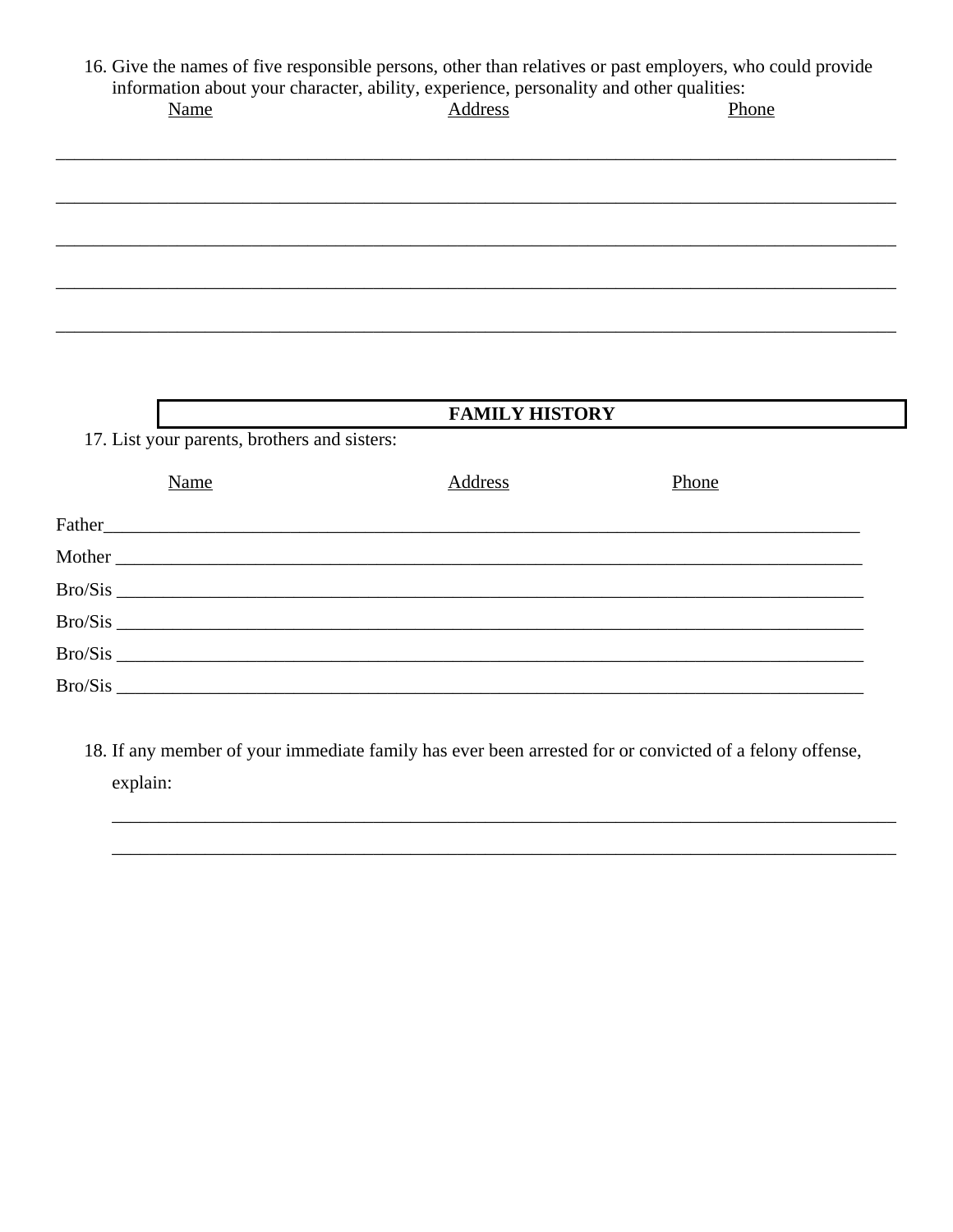16. Give the names of five responsible persons, other than relatives or past employers, who could provide information about your character, ability, experience, personality and other qualities:

| Name | Address | Phone |
|---|---|---|
| | | |
| | | |
| | | |
| | | |
| | | |

## FAMILY HISTORY

17. List your parents, brothers and sisters:

| | Name | Address | Phone |
|---|---|---|---|
| Father | | | |
| Mother | | | |
| Bro/Sis | | | |
| Bro/Sis | | | |
| Bro/Sis | | | |
| Bro/Sis | | | |

18. If any member of your immediate family has ever been arrested for or convicted of a felony offense, explain:

______________________________________________________________________________

______________________________________________________________________________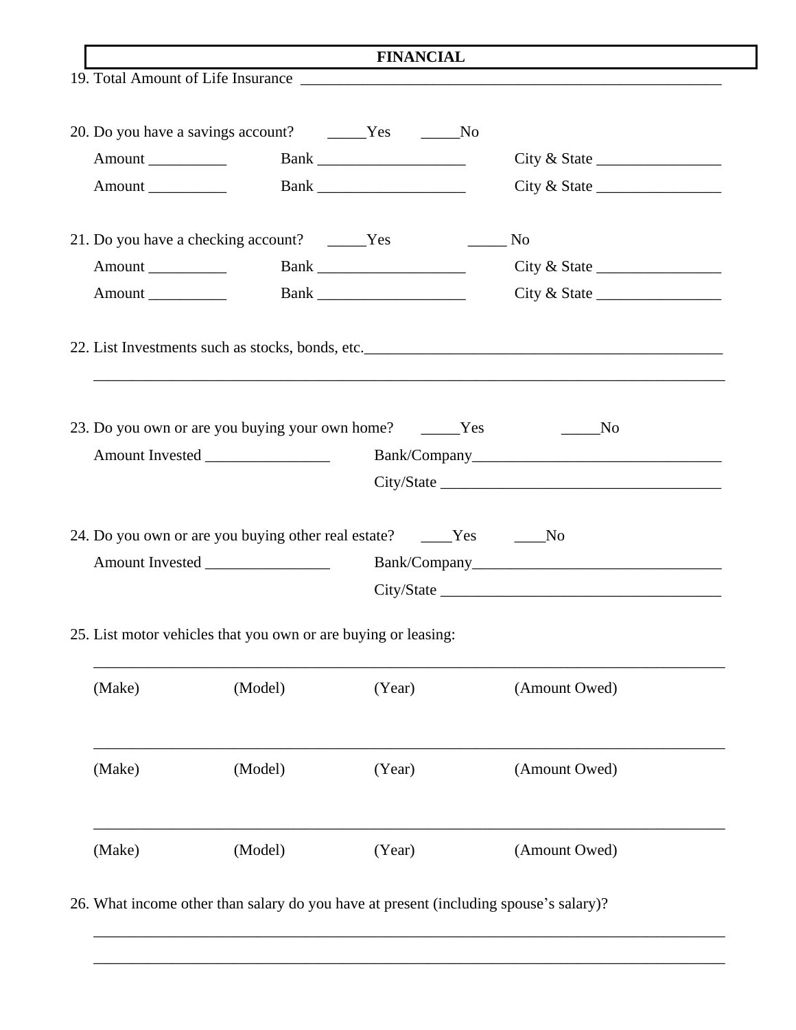## FINANCIAL

19. Total Amount of Life Insurance ____________________________________________________

20. Do you have a savings account? _____Yes _____No

Amount __________ Bank ___________________ City & State ________________

Amount __________ Bank ___________________ City & State ________________

21. Do you have a checking account? _____Yes _____ No

Amount __________ Bank ___________________ City & State ________________

Amount __________ Bank ___________________ City & State ________________

22. List Investments such as stocks, bonds, etc.______________________________________________

_____________________________________________________________________________

23. Do you own or are you buying your own home? _____Yes _____No

Amount Invested ________________ Bank/Company________________________________

City/State ___________________________________

24. Do you own or are you buying other real estate? ____Yes ____No

Amount Invested ________________ Bank/Company________________________________

City/State ___________________________________

25. List motor vehicles that you own or are buying or leasing:

_____________________________________________________________________________

(Make) (Model) (Year) (Amount Owed)

_____________________________________________________________________________

(Make) (Model) (Year) (Amount Owed)

_____________________________________________________________________________

(Make) (Model) (Year) (Amount Owed)

26. What income other than salary do you have at present (including spouse's salary)?

_____________________________________________________________________________

_____________________________________________________________________________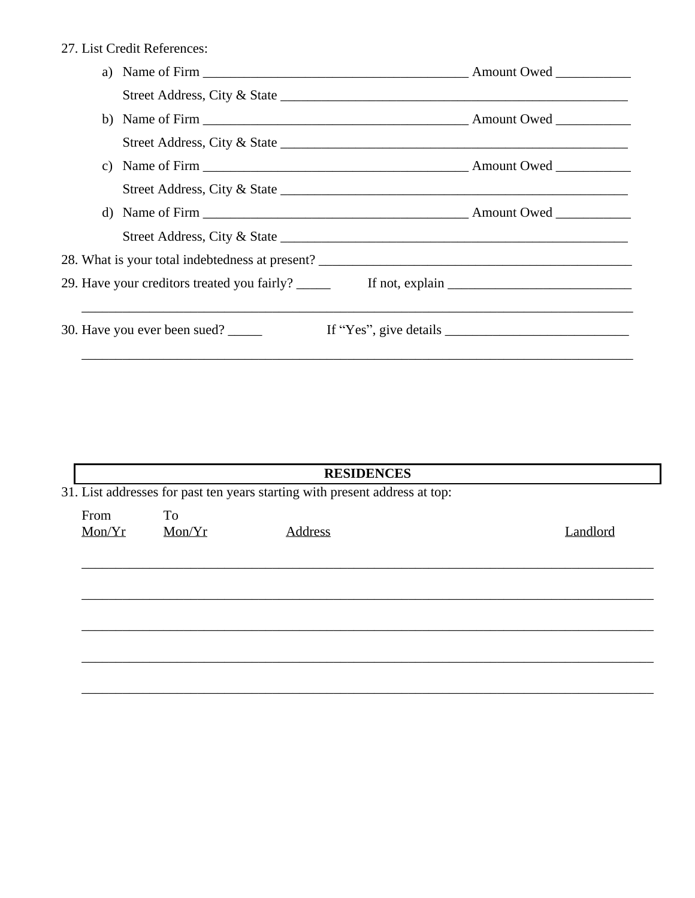27. List Credit References:

   a) Name of Firm ________________________________________ Amount Owed ___________

      Street Address, City & State ____________________________________________________

   b) Name of Firm ________________________________________ Amount Owed ___________

      Street Address, City & State ____________________________________________________

   c) Name of Firm ________________________________________ Amount Owed ___________

      Street Address, City & State ____________________________________________________

   d) Name of Firm ________________________________________ Amount Owed ___________

      Street Address, City & State ____________________________________________________

28. What is your total indebtedness at present? _______________________________________________

29. Have your creditors treated you fairly? _____ If not, explain ___________________________

   ____________________________________________________________________________________

30. Have you ever been sued? _____ If "Yes", give details ___________________________

   ____________________________________________________________________________________

## RESIDENCES

31. List addresses for past ten years starting with present address at top:

| From Mon/Yr | To Mon/Yr | Address | Landlord |
|---|---|---|---|
| | | | |
| | | | |
| | | | |
| | | | |
| | | | |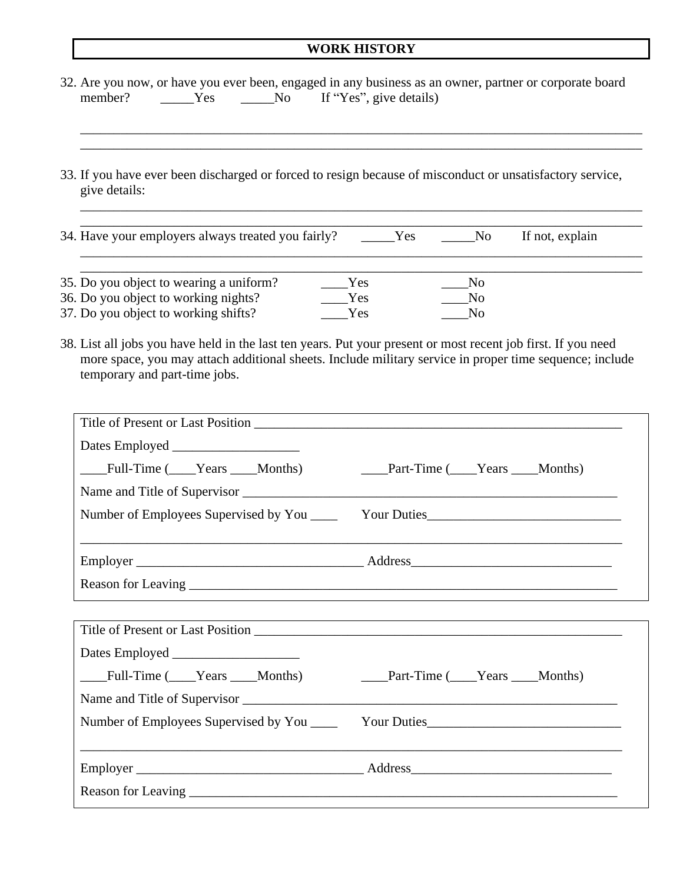## WORK HISTORY

32. Are you now, or have you ever been, engaged in any business as an owner, partner or corporate board member? _____Yes _____No If "Yes", give details)

_______________________________________________________________________________

_______________________________________________________________________________

33. If you have ever been discharged or forced to resign because of misconduct or unsatisfactory service, give details:

_______________________________________________________________________________

_______________________________________________________________________________

34. Have your employers always treated you fairly? _____Yes _____No If not, explain

_______________________________________________________________________________

_______________________________________________________________________________

35. Do you object to wearing a uniform? ____Yes ____No
36. Do you object to working nights? ____Yes ____No
37. Do you object to working shifts? ____Yes ____No

38. List all jobs you have held in the last ten years. Put your present or most recent job first. If you need more space, you may attach additional sheets. Include military service in proper time sequence; include temporary and part-time jobs.

Title of Present or Last Position ___________________________________________________________

Dates Employed ___________________

____Full-Time (____Years ____Months) ____Part-Time (____Years ____Months)

Name and Title of Supervisor ______________________________________________________________

Number of Employees Supervised by You ____ Your Duties_____________________________

_______________________________________________________________________________

Employer __________________________________ Address______________________________

Reason for Leaving _________________________________________________________________

Title of Present or Last Position ___________________________________________________________

Dates Employed ___________________

____Full-Time (____Years ____Months) ____Part-Time (____Years ____Months)

Name and Title of Supervisor ______________________________________________________________

Number of Employees Supervised by You ____ Your Duties_____________________________

_______________________________________________________________________________

Employer __________________________________ Address______________________________

Reason for Leaving _________________________________________________________________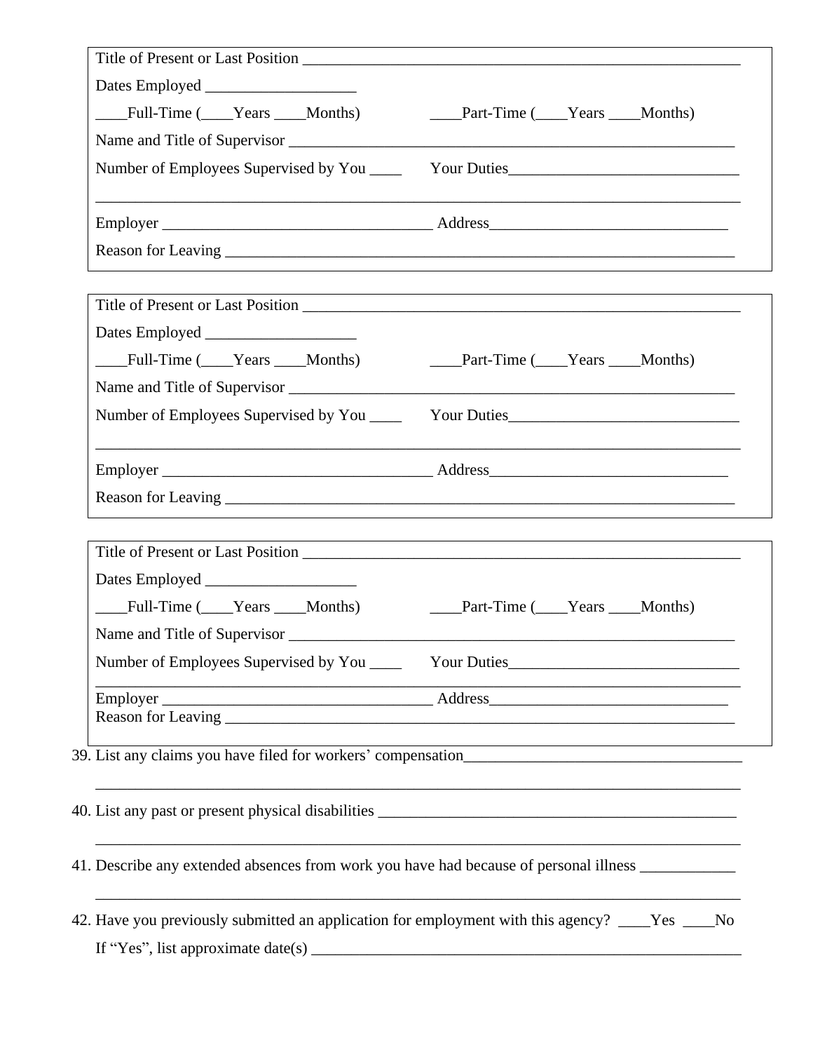Title of Present or Last Position ___________________________________________________________

Dates Employed ___________________

____Full-Time (____Years ____Months) ____Part-Time (____Years ____Months)

Name and Title of Supervisor ___________________________________________________________

Number of Employees Supervised by You ____ Your Duties_____________________________

_________________________________________________________________________________

Employer __________________________________ Address______________________________

Reason for Leaving _____________________________________________________________________

---

Title of Present or Last Position ___________________________________________________________

Dates Employed ___________________

____Full-Time (____Years ____Months) ____Part-Time (____Years ____Months)

Name and Title of Supervisor ___________________________________________________________

Number of Employees Supervised by You ____ Your Duties_____________________________

_________________________________________________________________________________

Employer __________________________________ Address______________________________

Reason for Leaving _____________________________________________________________________

---

Title of Present or Last Position ___________________________________________________________

Dates Employed ___________________

____Full-Time (____Years ____Months) ____Part-Time (____Years ____Months)

Name and Title of Supervisor ___________________________________________________________

Number of Employees Supervised by You ____ Your Duties_____________________________

_________________________________________________________________________________

Employer __________________________________ Address______________________________

Reason for Leaving _____________________________________________________________________

---

39. List any claims you have filed for workers' compensation____________________________________

    _________________________________________________________________________________

40. List any past or present physical disabilities ________________________________________________

    _________________________________________________________________________________

41. Describe any extended absences from work you have had because of personal illness ____________

    _________________________________________________________________________________

42. Have you previously submitted an application for employment with this agency? ____Yes ____No

    If "Yes", list approximate date(s) ___________________________________________________________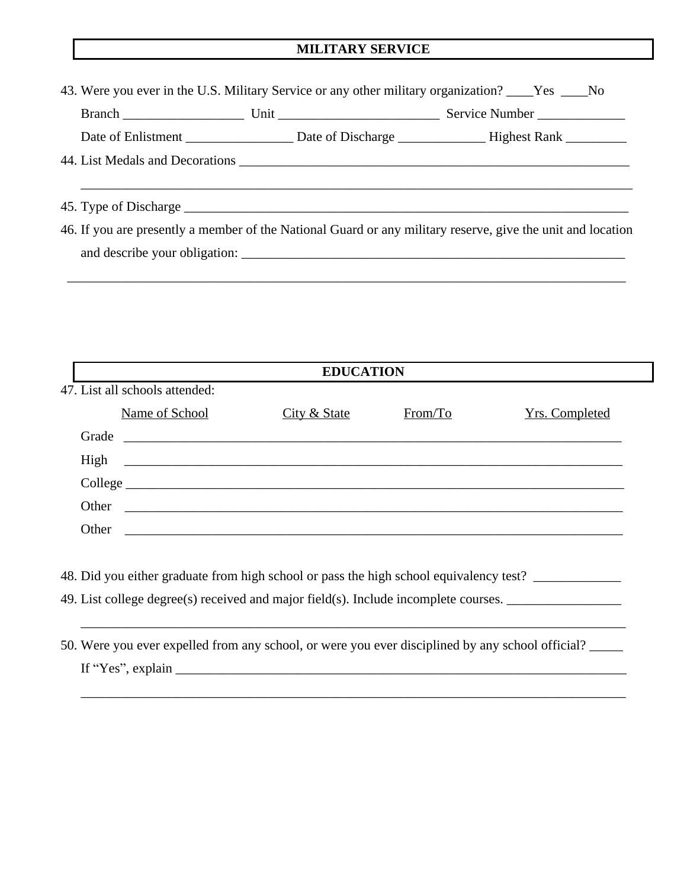## MILITARY SERVICE

43. Were you ever in the U.S. Military Service or any other military organization? ____Yes ____No

    Branch __________________ Unit ________________________ Service Number _____________

    Date of Enlistment ________________ Date of Discharge _____________ Highest Rank _________

44. List Medals and Decorations ____________________________________________________________

    ____________________________________________________________________________________

45. Type of Discharge ____________________________________________________________________

46. If you are presently a member of the National Guard or any military reserve, give the unit and location and describe your obligation: ________________________________________________________

    ____________________________________________________________________________________

## EDUCATION

47. List all schools attended:

| | Name of School | City & State | From/To | Yrs. Completed |
|---|---|---|---|---|
| Grade | | | | |
| High | | | | |
| College | | | | |
| Other | | | | |
| Other | | | | |

48. Did you either graduate from high school or pass the high school equivalency test? _____________

49. List college degree(s) received and major field(s). Include incomplete courses. _________________

    ____________________________________________________________________________________

50. Were you ever expelled from any school, or were you ever disciplined by any school official? _____

    If “Yes”, explain _______________________________________________________________________

    ____________________________________________________________________________________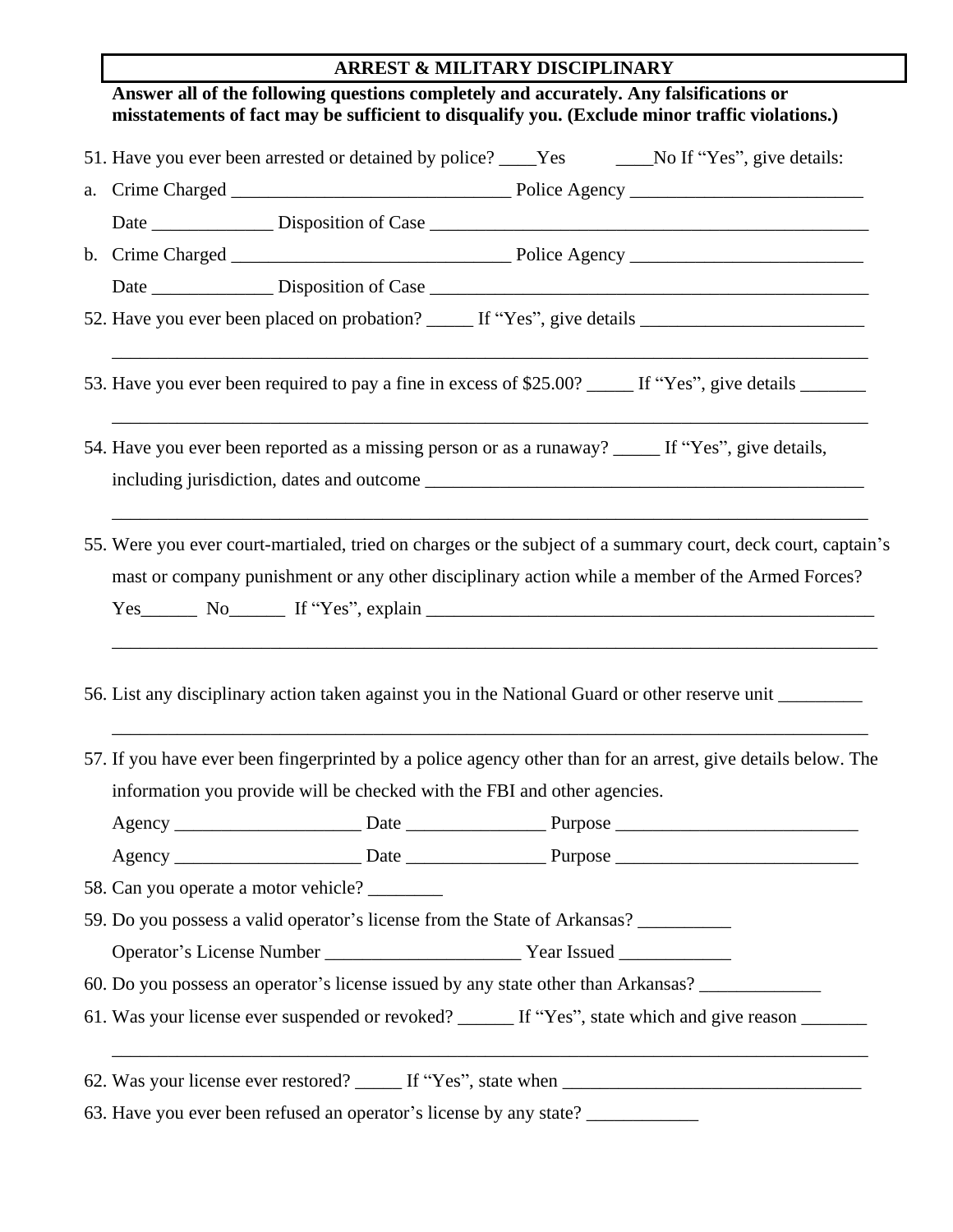## ARREST & MILITARY DISCIPLINARY

**Answer all of the following questions completely and accurately. Any falsifications or misstatements of fact may be sufficient to disqualify you. (Exclude minor traffic violations.)**

51. Have you ever been arrested or detained by police? ____Yes ____No If "Yes", give details:

a. Crime Charged ______________________________ Police Agency _________________________

   Date _____________ Disposition of Case _________________________________________________

b. Crime Charged ______________________________ Police Agency _________________________

   Date _____________ Disposition of Case _________________________________________________

52. Have you ever been placed on probation? _____ If "Yes", give details ________________________

_________________________________________________________________________________

53. Have you ever been required to pay a fine in excess of $25.00? _____ If "Yes", give details _______

_________________________________________________________________________________

54. Have you ever been reported as a missing person or as a runaway? _____ If "Yes", give details, including jurisdiction, dates and outcome _________________________________________________

_________________________________________________________________________________

55. Were you ever court-martialed, tried on charges or the subject of a summary court, deck court, captain's mast or company punishment or any other disciplinary action while a member of the Armed Forces? Yes______ No______ If "Yes", explain ___________________________________________________

_________________________________________________________________________________

56. List any disciplinary action taken against you in the National Guard or other reserve unit _________

_________________________________________________________________________________

57. If you have ever been fingerprinted by a police agency other than for an arrest, give details below. The information you provide will be checked with the FBI and other agencies.

Agency ____________________ Date _______________ Purpose __________________________

Agency ____________________ Date _______________ Purpose __________________________

58. Can you operate a motor vehicle? ________

59. Do you possess a valid operator's license from the State of Arkansas? __________

Operator's License Number _____________________ Year Issued ____________

60. Do you possess an operator's license issued by any state other than Arkansas? _____________

61. Was your license ever suspended or revoked? ______ If "Yes", state which and give reason _______

_________________________________________________________________________________

62. Was your license ever restored? _____ If "Yes", state when ________________________________

63. Have you ever been refused an operator's license by any state? ____________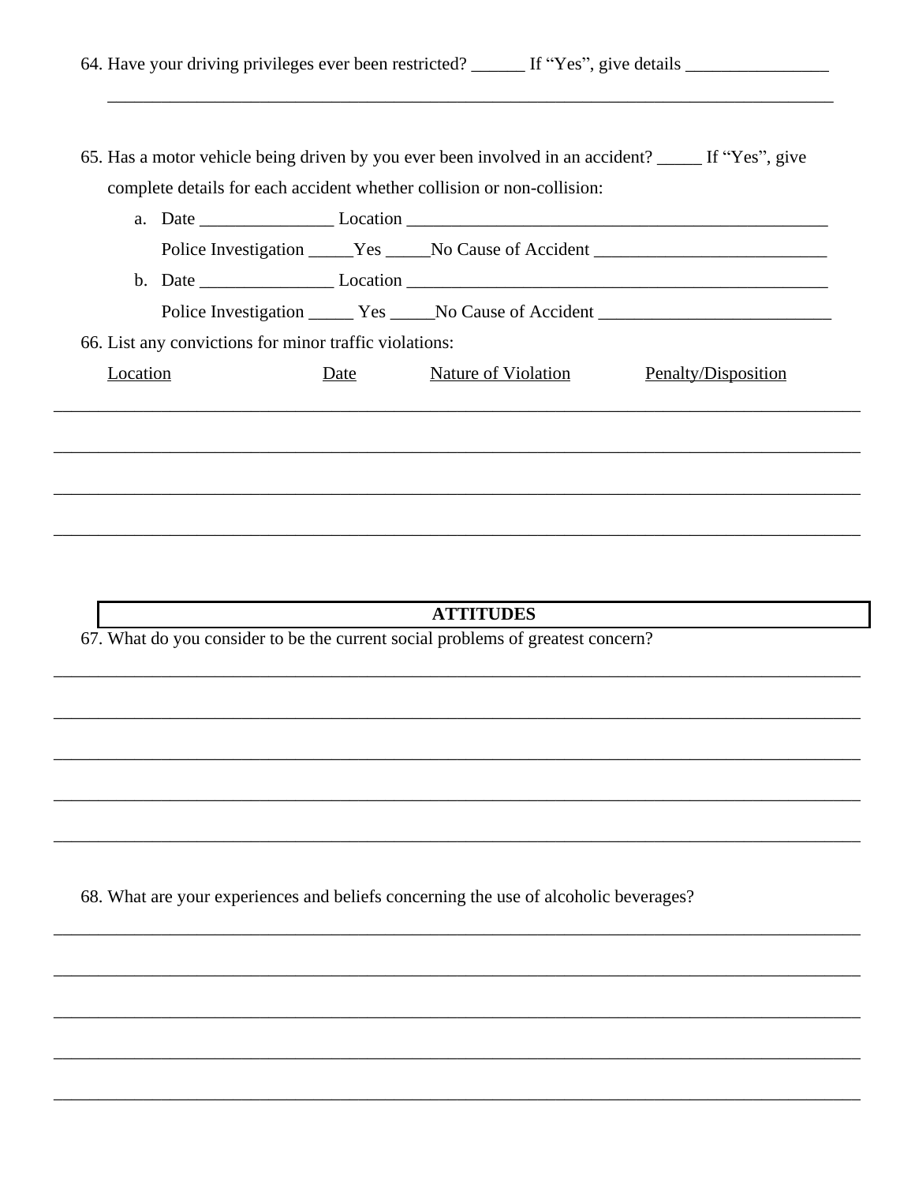64. Have your driving privileges ever been restricted? ______ If "Yes", give details ________________

______________________________________________________________________________________

65. Has a motor vehicle being driven by you ever been involved in an accident? _____ If "Yes", give complete details for each accident whether collision or non-collision:

   a. Date _______________ Location ________________________________________________

      Police Investigation _____Yes _____No Cause of Accident __________________________

   b. Date _______________ Location ________________________________________________

      Police Investigation _____ Yes _____No Cause of Accident __________________________

66. List any convictions for minor traffic violations:

| Location | Date | Nature of Violation | Penalty/Disposition |
| --- | --- | --- | --- |
| | | | |
| | | | |
| | | | |
| | | | |

## ATTITUDES

67. What do you consider to be the current social problems of greatest concern?

______________________________________________________________________________________

______________________________________________________________________________________

______________________________________________________________________________________

______________________________________________________________________________________

______________________________________________________________________________________

68. What are your experiences and beliefs concerning the use of alcoholic beverages?

______________________________________________________________________________________

______________________________________________________________________________________

______________________________________________________________________________________

______________________________________________________________________________________

______________________________________________________________________________________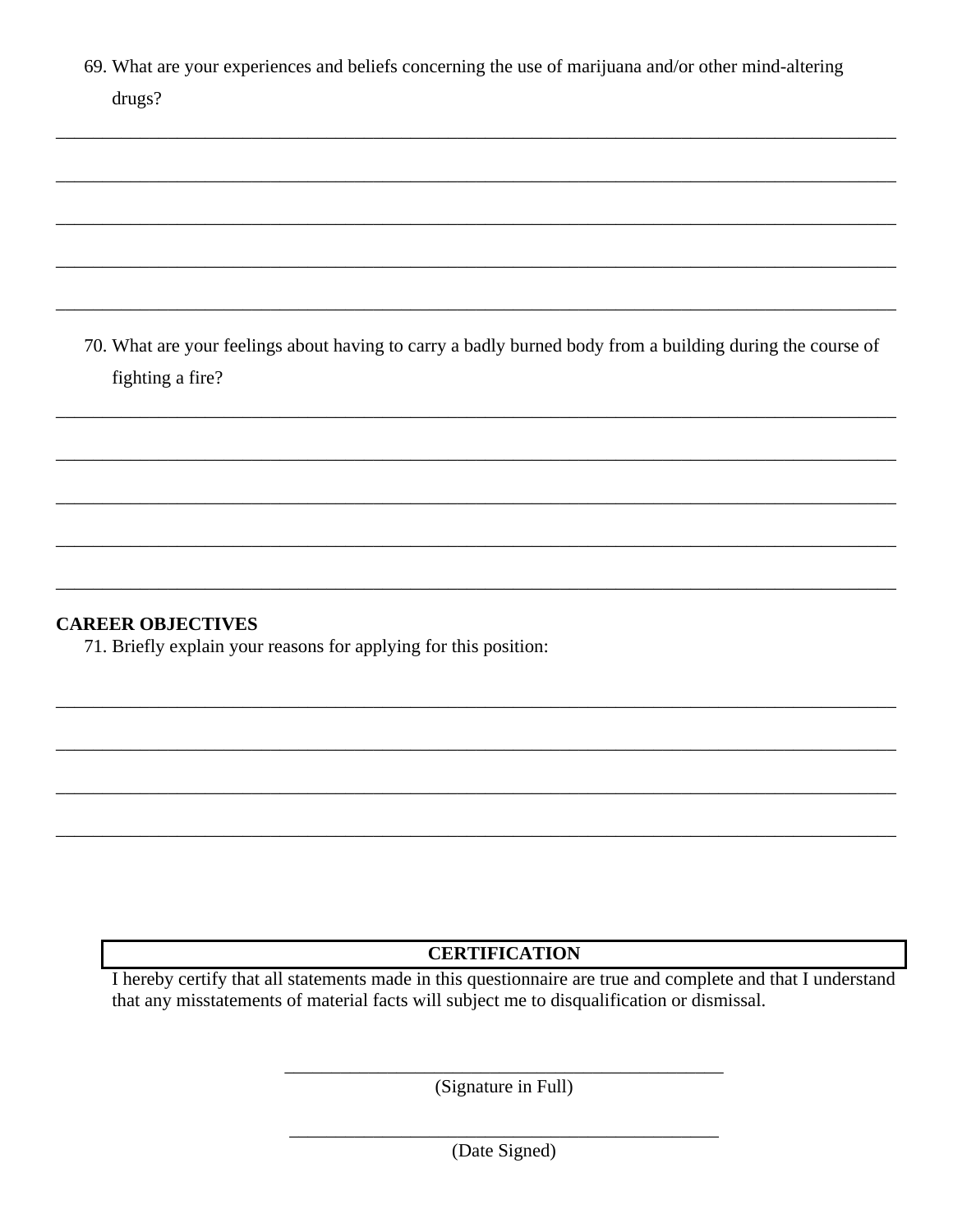69. What are your experiences and beliefs concerning the use of marijuana and/or other mind-altering drugs?

______________________________________________________________________________

______________________________________________________________________________

______________________________________________________________________________

______________________________________________________________________________

______________________________________________________________________________

70. What are your feelings about having to carry a badly burned body from a building during the course of fighting a fire?

______________________________________________________________________________

______________________________________________________________________________

______________________________________________________________________________

______________________________________________________________________________

______________________________________________________________________________

**CAREER OBJECTIVES**

71. Briefly explain your reasons for applying for this position:

______________________________________________________________________________

______________________________________________________________________________

______________________________________________________________________________

______________________________________________________________________________

| CERTIFICATION |
| --- |

I hereby certify that all statements made in this questionnaire are true and complete and that I understand that any misstatements of material facts will subject me to disqualification or dismissal.

______________________________________________

(Signature in Full)

______________________________________________

(Date Signed)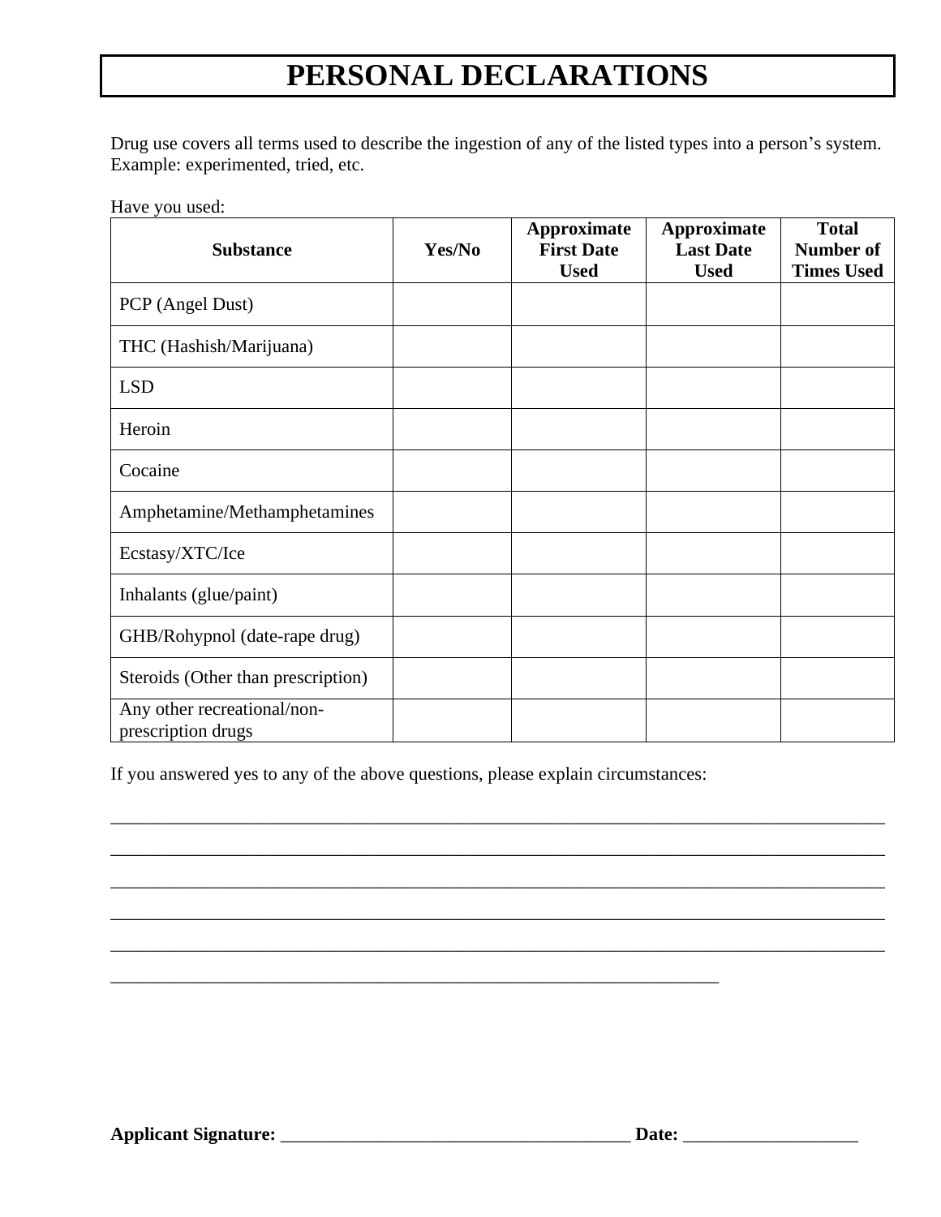# PERSONAL DECLARATIONS

Drug use covers all terms used to describe the ingestion of any of the listed types into a person's system. Example: experimented, tried, etc.

Have you used:

| Substance | Yes/No | Approximate First Date Used | Approximate Last Date Used | Total Number of Times Used |
|---|---|---|---|---|
| PCP (Angel Dust) | | | | |
| THC (Hashish/Marijuana) | | | | |
| LSD | | | | |
| Heroin | | | | |
| Cocaine | | | | |
| Amphetamine/Methamphetamines | | | | |
| Ecstasy/XTC/Ice | | | | |
| Inhalants (glue/paint) | | | | |
| GHB/Rohypnol (date-rape drug) | | | | |
| Steroids (Other than prescription) | | | | |
| Any other recreational/non-prescription drugs | | | | |

If you answered yes to any of the above questions, please explain circumstances:

______________________________________________________________________________

______________________________________________________________________________

______________________________________________________________________________

______________________________________________________________________________

______________________________________________________________________________

_______________________________________________________________

**Applicant Signature:** ____________________________________ **Date:** ________________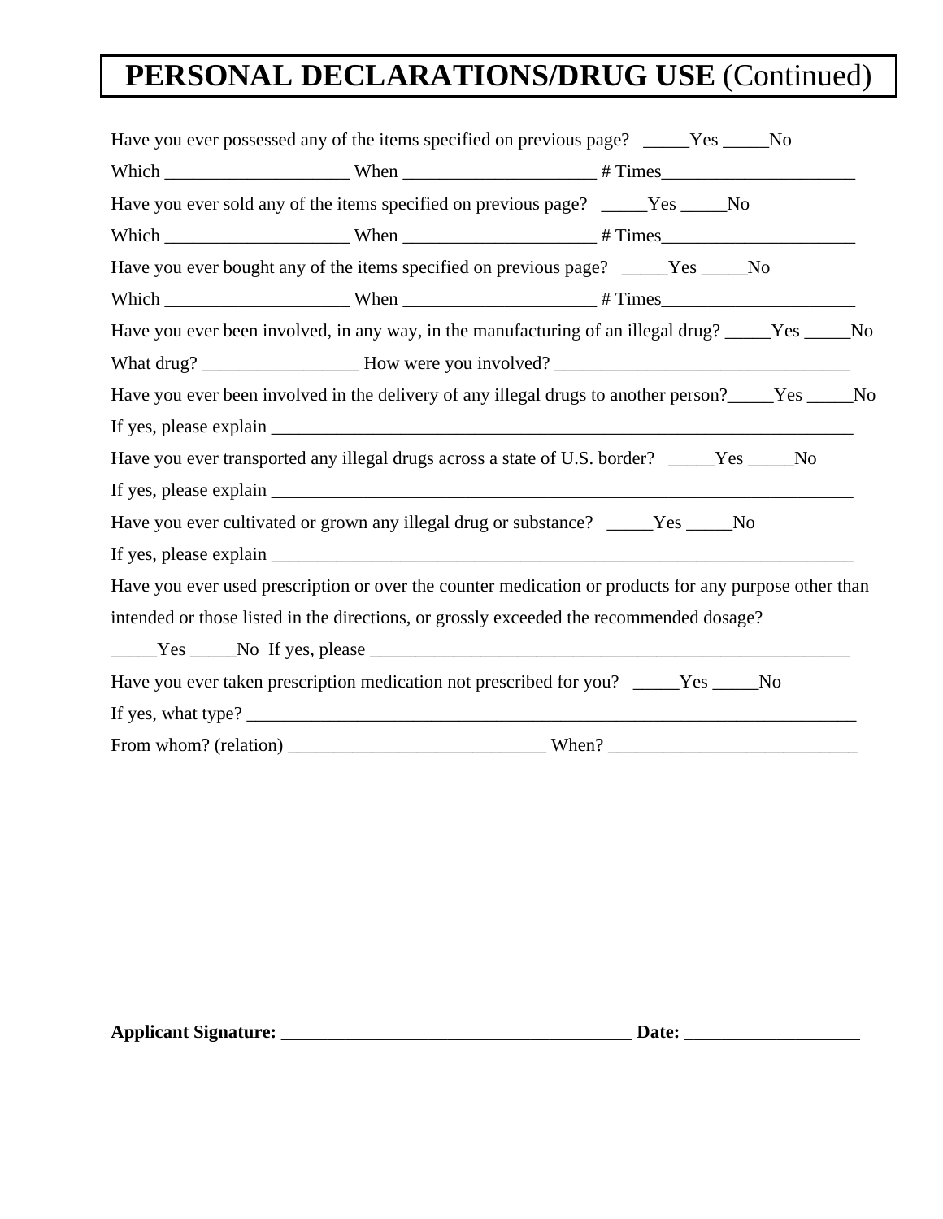# **PERSONAL DECLARATIONS/DRUG USE** (Continued)

Have you ever possessed any of the items specified on previous page? _____Yes _____No

Which ____________________ When _____________________ # Times_____________________

Have you ever sold any of the items specified on previous page? _____Yes _____No

Which ____________________ When _____________________ # Times_____________________

Have you ever bought any of the items specified on previous page? _____Yes _____No

Which ____________________ When _____________________ # Times_____________________

Have you ever been involved, in any way, in the manufacturing of an illegal drug? _____Yes _____No

What drug? _________________ How were you involved? _________________________________

Have you ever been involved in the delivery of any illegal drugs to another person?_____Yes _____No

If yes, please explain ____________________________________________________________________

Have you ever transported any illegal drugs across a state of U.S. border? _____Yes _____No

If yes, please explain ____________________________________________________________________

Have you ever cultivated or grown any illegal drug or substance? _____Yes _____No

If yes, please explain ____________________________________________________________________

Have you ever used prescription or over the counter medication or products for any purpose other than intended or those listed in the directions, or grossly exceeded the recommended dosage?

_____Yes _____No If yes, please _______________________________________________________

Have you ever taken prescription medication not prescribed for you? _____Yes _____No

If yes, what type? _________________________________________________________________________

From whom? (relation) ____________________________ When? ___________________________

**Applicant Signature:** _______________________________________ **Date:** ___________________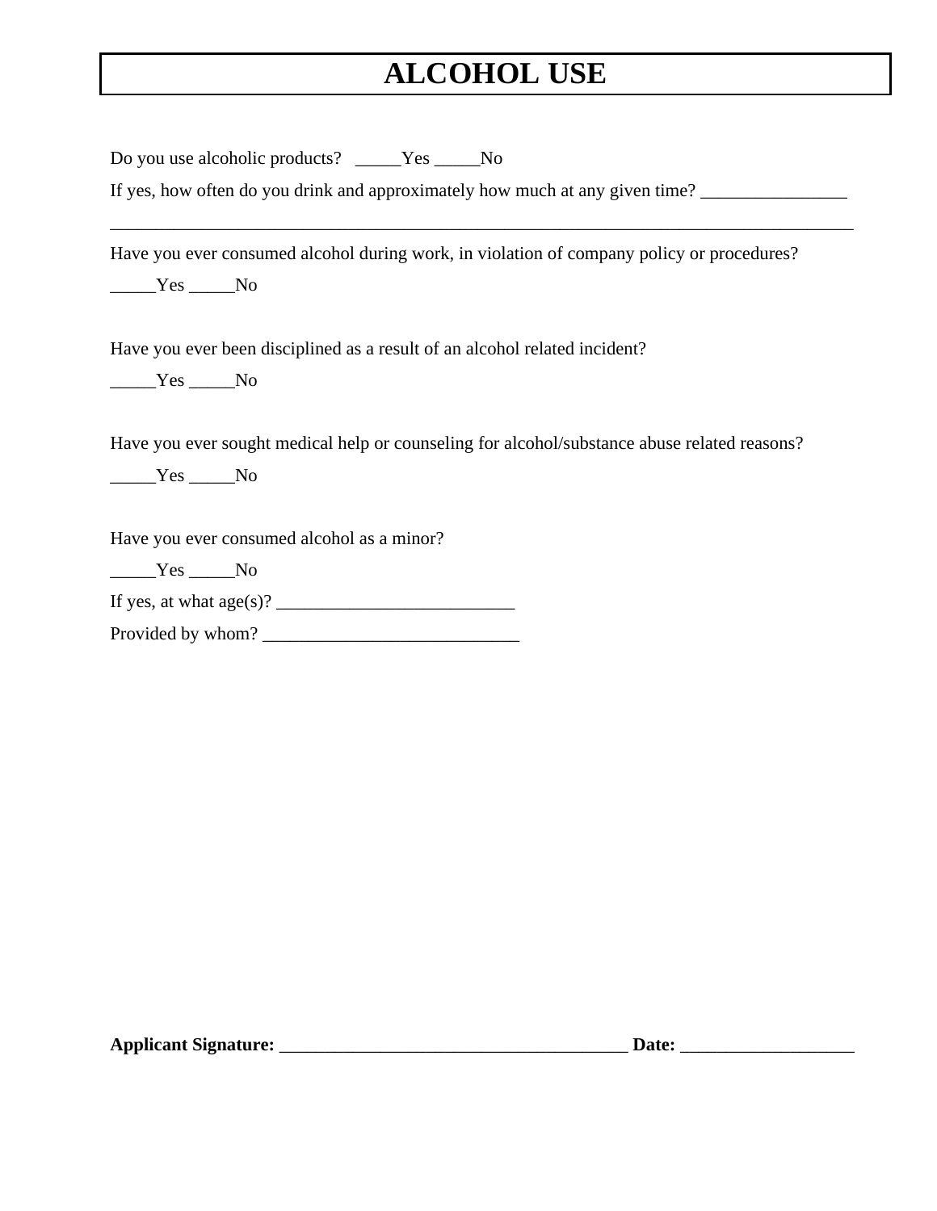# ALCOHOL USE

Do you use alcoholic products? _____Yes _____No

If yes, how often do you drink and approximately how much at any given time? ________________

____________________________________________________________________________________

Have you ever consumed alcohol during work, in violation of company policy or procedures?

_____Yes _____No

Have you ever been disciplined as a result of an alcohol related incident?

_____Yes _____No

Have you ever sought medical help or counseling for alcohol/substance abuse related reasons?

_____Yes _____No

Have you ever consumed alcohol as a minor?

_____Yes _____No

If yes, at what age(s)? __________________________

Provided by whom? ____________________________

**Applicant Signature:** ______________________________________ **Date:** ___________________